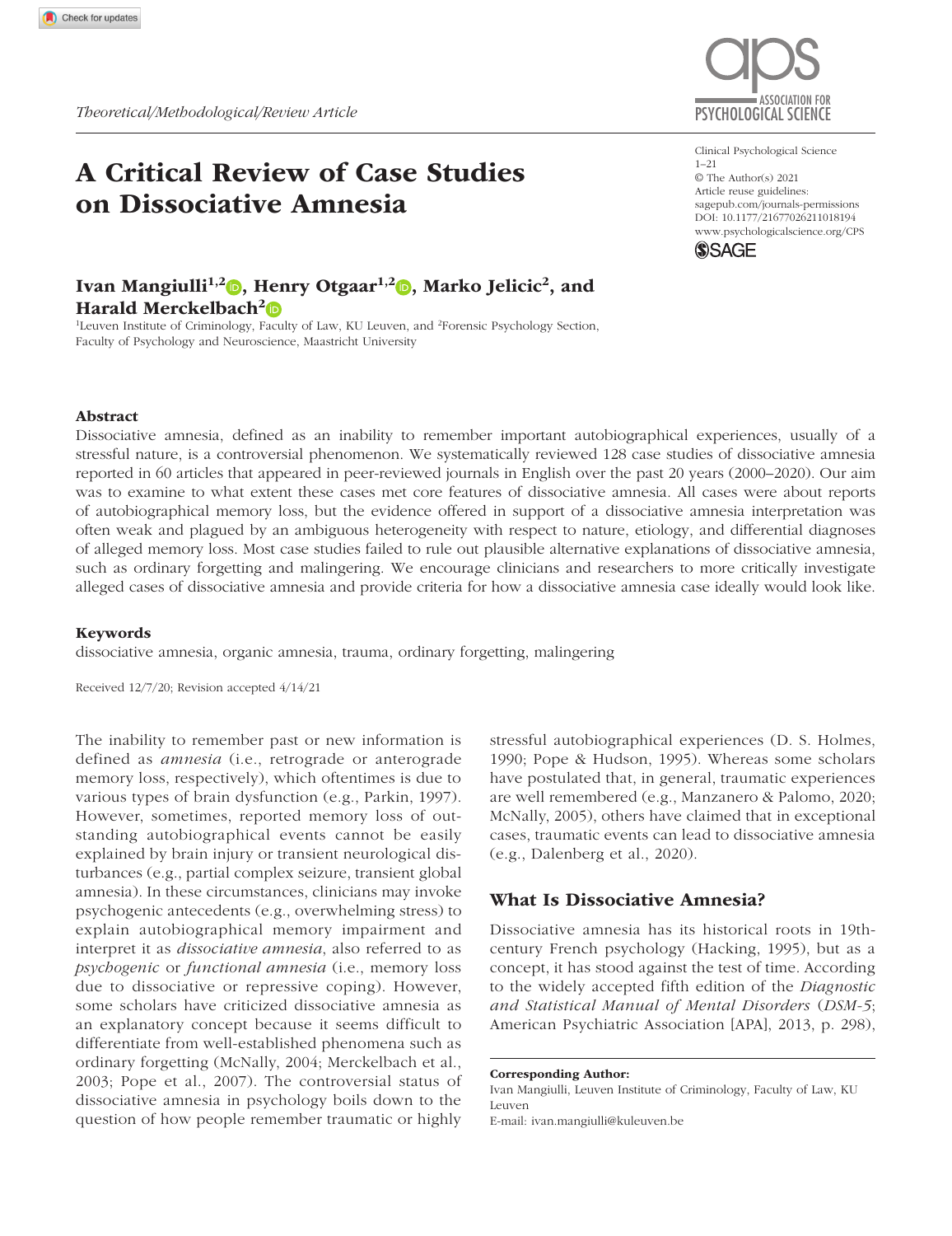*Theoretical/Methodological/Review Article*

# A Critical Review of Case Studies on Dissociative Amnesia

**Ivan Mangiulli[1,2], Henry Otgaar[1,2], Marko Jelicic[2], and Harald Merckelbach[2]**

[1]Leuven Institute of Criminology, Faculty of Law, KU Leuven, and [2]Forensic Psychology Section, Faculty of Psychology and Neuroscience, Maastricht University

Clinical Psychological Science
1–21
© The Author(s) 2021
Article reuse guidelines: sagepub.com/journals-permissions
DOI: 10.1177/21677026211018194
www.psychologicalscience.org/CPS

### Abstract

Dissociative amnesia, defined as an inability to remember important autobiographical experiences, usually of a stressful nature, is a controversial phenomenon. We systematically reviewed 128 case studies of dissociative amnesia reported in 60 articles that appeared in peer-reviewed journals in English over the past 20 years (2000–2020). Our aim was to examine to what extent these cases met core features of dissociative amnesia. All cases were about reports of autobiographical memory loss, but the evidence offered in support of a dissociative amnesia interpretation was often weak and plagued by an ambiguous heterogeneity with respect to nature, etiology, and differential diagnoses of alleged memory loss. Most case studies failed to rule out plausible alternative explanations of dissociative amnesia, such as ordinary forgetting and malingering. We encourage clinicians and researchers to more critically investigate alleged cases of dissociative amnesia and provide criteria for how a dissociative amnesia case ideally would look like.

### Keywords

dissociative amnesia, organic amnesia, trauma, ordinary forgetting, malingering

Received 12/7/20; Revision accepted 4/14/21

The inability to remember past or new information is defined as *amnesia* (i.e., retrograde or anterograde memory loss, respectively), which oftentimes is due to various types of brain dysfunction (e.g., Parkin, 1997). However, sometimes, reported memory loss of outstanding autobiographical events cannot be easily explained by brain injury or transient neurological disturbances (e.g., partial complex seizure, transient global amnesia). In these circumstances, clinicians may invoke psychogenic antecedents (e.g., overwhelming stress) to explain autobiographical memory impairment and interpret it as *dissociative amnesia*, also referred to as *psychogenic* or *functional amnesia* (i.e., memory loss due to dissociative or repressive coping). However, some scholars have criticized dissociative amnesia as an explanatory concept because it seems difficult to differentiate from well-established phenomena such as ordinary forgetting (McNally, 2004; Merckelbach et al., 2003; Pope et al., 2007). The controversial status of dissociative amnesia in psychology boils down to the question of how people remember traumatic or highly stressful autobiographical experiences (D. S. Holmes, 1990; Pope & Hudson, 1995). Whereas some scholars have postulated that, in general, traumatic experiences are well remembered (e.g., Manzanero & Palomo, 2020; McNally, 2005), others have claimed that in exceptional cases, traumatic events can lead to dissociative amnesia (e.g., Dalenberg et al., 2020).

## What Is Dissociative Amnesia?

Dissociative amnesia has its historical roots in 19th-century French psychology (Hacking, 1995), but as a concept, it has stood against the test of time. According to the widely accepted fifth edition of the *Diagnostic and Statistical Manual of Mental Disorders* (*DSM-5*; American Psychiatric Association [APA], 2013, p. 298),

**Corresponding Author:**
Ivan Mangiulli, Leuven Institute of Criminology, Faculty of Law, KU Leuven
E-mail: ivan.mangiulli@kuleuven.be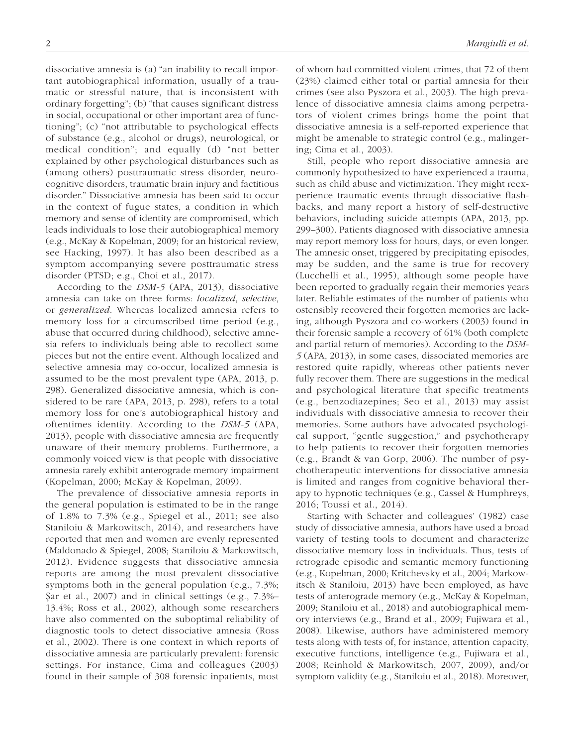dissociative amnesia is (a) "an inability to recall important autobiographical information, usually of a traumatic or stressful nature, that is inconsistent with ordinary forgetting"; (b) "that causes significant distress in social, occupational or other important area of functioning"; (c) "not attributable to psychological effects of substance (e.g., alcohol or drugs), neurological, or medical condition"; and equally (d) "not better explained by other psychological disturbances such as (among others) posttraumatic stress disorder, neurocognitive disorders, traumatic brain injury and factitious disorder." Dissociative amnesia has been said to occur in the context of fugue states, a condition in which memory and sense of identity are compromised, which leads individuals to lose their autobiographical memory (e.g., McKay & Kopelman, 2009; for an historical review, see Hacking, 1997). It has also been described as a symptom accompanying severe posttraumatic stress disorder (PTSD; e.g., Choi et al., 2017).

According to the *DSM-5* (APA, 2013), dissociative amnesia can take on three forms: *localized*, *selective*, or *generalized*. Whereas localized amnesia refers to memory loss for a circumscribed time period (e.g., abuse that occurred during childhood), selective amnesia refers to individuals being able to recollect some pieces but not the entire event. Although localized and selective amnesia may co-occur, localized amnesia is assumed to be the most prevalent type (APA, 2013, p. 298). Generalized dissociative amnesia, which is considered to be rare (APA, 2013, p. 298), refers to a total memory loss for one's autobiographical history and oftentimes identity. According to the *DSM-5* (APA, 2013), people with dissociative amnesia are frequently unaware of their memory problems. Furthermore, a commonly voiced view is that people with dissociative amnesia rarely exhibit anterograde memory impairment (Kopelman, 2000; McKay & Kopelman, 2009).

The prevalence of dissociative amnesia reports in the general population is estimated to be in the range of 1.8% to 7.3% (e.g., Spiegel et al., 2011; see also Staniloiu & Markowitsch, 2014), and researchers have reported that men and women are evenly represented (Maldonado & Spiegel, 2008; Staniloiu & Markowitsch, 2012). Evidence suggests that dissociative amnesia reports are among the most prevalent dissociative symptoms both in the general population (e.g., 7.3%; Şar et al., 2007) and in clinical settings (e.g., 7.3%–13.4%; Ross et al., 2002), although some researchers have also commented on the suboptimal reliability of diagnostic tools to detect dissociative amnesia (Ross et al., 2002). There is one context in which reports of dissociative amnesia are particularly prevalent: forensic settings. For instance, Cima and colleagues (2003) found in their sample of 308 forensic inpatients, most of whom had committed violent crimes, that 72 of them (23%) claimed either total or partial amnesia for their crimes (see also Pyszora et al., 2003). The high prevalence of dissociative amnesia claims among perpetrators of violent crimes brings home the point that dissociative amnesia is a self-reported experience that might be amenable to strategic control (e.g., malingering; Cima et al., 2003).

Still, people who report dissociative amnesia are commonly hypothesized to have experienced a trauma, such as child abuse and victimization. They might reexperience traumatic events through dissociative flashbacks, and many report a history of self-destructive behaviors, including suicide attempts (APA, 2013, pp. 299–300). Patients diagnosed with dissociative amnesia may report memory loss for hours, days, or even longer. The amnesic onset, triggered by precipitating episodes, may be sudden, and the same is true for recovery (Lucchelli et al., 1995), although some people have been reported to gradually regain their memories years later. Reliable estimates of the number of patients who ostensibly recovered their forgotten memories are lacking, although Pyszora and co-workers (2003) found in their forensic sample a recovery of 61% (both complete and partial return of memories). According to the *DSM-5* (APA, 2013), in some cases, dissociated memories are restored quite rapidly, whereas other patients never fully recover them. There are suggestions in the medical and psychological literature that specific treatments (e.g., benzodiazepines; Seo et al., 2013) may assist individuals with dissociative amnesia to recover their memories. Some authors have advocated psychological support, "gentle suggestion," and psychotherapy to help patients to recover their forgotten memories (e.g., Brandt & van Gorp, 2006). The number of psychotherapeutic interventions for dissociative amnesia is limited and ranges from cognitive behavioral therapy to hypnotic techniques (e.g., Cassel & Humphreys, 2016; Toussi et al., 2014).

Starting with Schacter and colleagues' (1982) case study of dissociative amnesia, authors have used a broad variety of testing tools to document and characterize dissociative memory loss in individuals. Thus, tests of retrograde episodic and semantic memory functioning (e.g., Kopelman, 2000; Kritchevsky et al., 2004; Markowitsch & Staniloiu, 2013) have been employed, as have tests of anterograde memory (e.g., McKay & Kopelman, 2009; Staniloiu et al., 2018) and autobiographical memory interviews (e.g., Brand et al., 2009; Fujiwara et al., 2008). Likewise, authors have administered memory tests along with tests of, for instance, attention capacity, executive functions, intelligence (e.g., Fujiwara et al., 2008; Reinhold & Markowitsch, 2007, 2009), and/or symptom validity (e.g., Staniloiu et al., 2018). Moreover,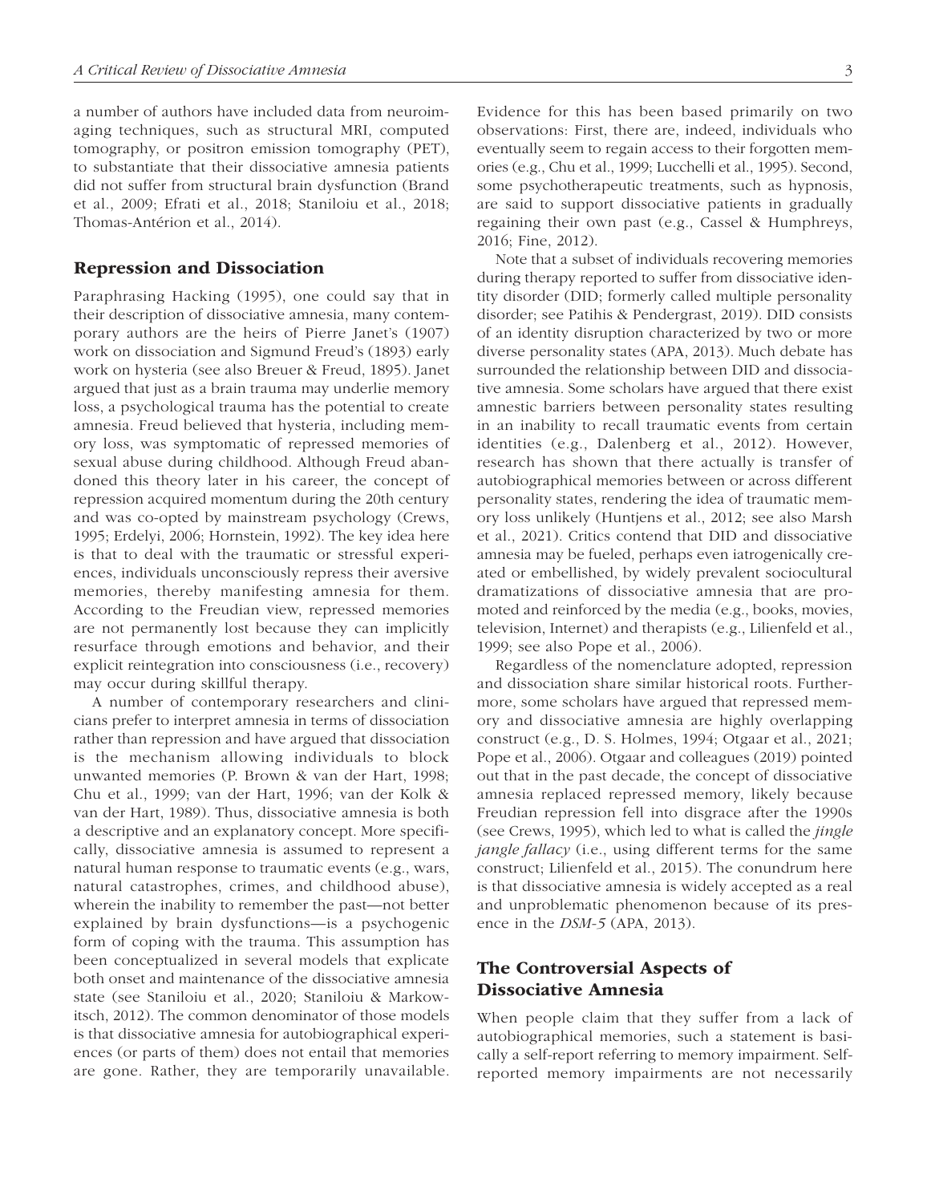a number of authors have included data from neuroimaging techniques, such as structural MRI, computed tomography, or positron emission tomography (PET), to substantiate that their dissociative amnesia patients did not suffer from structural brain dysfunction (Brand et al., 2009; Efrati et al., 2018; Staniloiu et al., 2018; Thomas-Antérion et al., 2014).

## Repression and Dissociation

Paraphrasing Hacking (1995), one could say that in their description of dissociative amnesia, many contemporary authors are the heirs of Pierre Janet's (1907) work on dissociation and Sigmund Freud's (1893) early work on hysteria (see also Breuer & Freud, 1895). Janet argued that just as a brain trauma may underlie memory loss, a psychological trauma has the potential to create amnesia. Freud believed that hysteria, including memory loss, was symptomatic of repressed memories of sexual abuse during childhood. Although Freud abandoned this theory later in his career, the concept of repression acquired momentum during the 20th century and was co-opted by mainstream psychology (Crews, 1995; Erdelyi, 2006; Hornstein, 1992). The key idea here is that to deal with the traumatic or stressful experiences, individuals unconsciously repress their aversive memories, thereby manifesting amnesia for them. According to the Freudian view, repressed memories are not permanently lost because they can implicitly resurface through emotions and behavior, and their explicit reintegration into consciousness (i.e., recovery) may occur during skillful therapy.

A number of contemporary researchers and clinicians prefer to interpret amnesia in terms of dissociation rather than repression and have argued that dissociation is the mechanism allowing individuals to block unwanted memories (P. Brown & van der Hart, 1998; Chu et al., 1999; van der Hart, 1996; van der Kolk & van der Hart, 1989). Thus, dissociative amnesia is both a descriptive and an explanatory concept. More specifically, dissociative amnesia is assumed to represent a natural human response to traumatic events (e.g., wars, natural catastrophes, crimes, and childhood abuse), wherein the inability to remember the past—not better explained by brain dysfunctions—is a psychogenic form of coping with the trauma. This assumption has been conceptualized in several models that explicate both onset and maintenance of the dissociative amnesia state (see Staniloiu et al., 2020; Staniloiu & Markowitsch, 2012). The common denominator of those models is that dissociative amnesia for autobiographical experiences (or parts of them) does not entail that memories are gone. Rather, they are temporarily unavailable. Evidence for this has been based primarily on two observations: First, there are, indeed, individuals who eventually seem to regain access to their forgotten memories (e.g., Chu et al., 1999; Lucchelli et al., 1995). Second, some psychotherapeutic treatments, such as hypnosis, are said to support dissociative patients in gradually regaining their own past (e.g., Cassel & Humphreys, 2016; Fine, 2012).

Note that a subset of individuals recovering memories during therapy reported to suffer from dissociative identity disorder (DID; formerly called multiple personality disorder; see Patihis & Pendergrast, 2019). DID consists of an identity disruption characterized by two or more diverse personality states (APA, 2013). Much debate has surrounded the relationship between DID and dissociative amnesia. Some scholars have argued that there exist amnestic barriers between personality states resulting in an inability to recall traumatic events from certain identities (e.g., Dalenberg et al., 2012). However, research has shown that there actually is transfer of autobiographical memories between or across different personality states, rendering the idea of traumatic memory loss unlikely (Huntjens et al., 2012; see also Marsh et al., 2021). Critics contend that DID and dissociative amnesia may be fueled, perhaps even iatrogenically created or embellished, by widely prevalent sociocultural dramatizations of dissociative amnesia that are promoted and reinforced by the media (e.g., books, movies, television, Internet) and therapists (e.g., Lilienfeld et al., 1999; see also Pope et al., 2006).

Regardless of the nomenclature adopted, repression and dissociation share similar historical roots. Furthermore, some scholars have argued that repressed memory and dissociative amnesia are highly overlapping construct (e.g., D. S. Holmes, 1994; Otgaar et al., 2021; Pope et al., 2006). Otgaar and colleagues (2019) pointed out that in the past decade, the concept of dissociative amnesia replaced repressed memory, likely because Freudian repression fell into disgrace after the 1990s (see Crews, 1995), which led to what is called the *jingle jangle fallacy* (i.e., using different terms for the same construct; Lilienfeld et al., 2015). The conundrum here is that dissociative amnesia is widely accepted as a real and unproblematic phenomenon because of its presence in the *DSM-5* (APA, 2013).

## The Controversial Aspects of Dissociative Amnesia

When people claim that they suffer from a lack of autobiographical memories, such a statement is basically a self-report referring to memory impairment. Self-reported memory impairments are not necessarily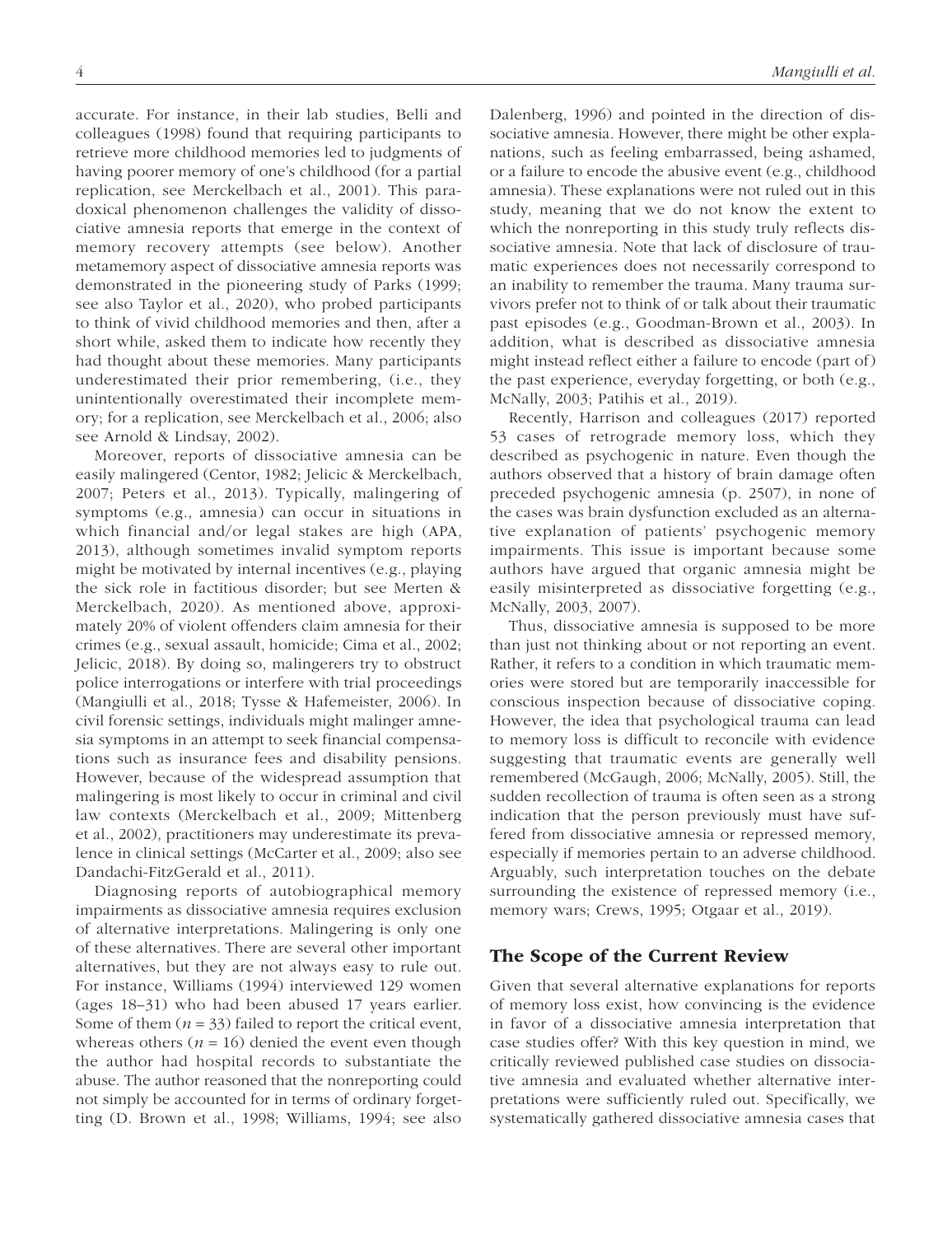accurate. For instance, in their lab studies, Belli and colleagues (1998) found that requiring participants to retrieve more childhood memories led to judgments of having poorer memory of one's childhood (for a partial replication, see Merckelbach et al., 2001). This paradoxical phenomenon challenges the validity of dissociative amnesia reports that emerge in the context of memory recovery attempts (see below). Another metamemory aspect of dissociative amnesia reports was demonstrated in the pioneering study of Parks (1999; see also Taylor et al., 2020), who probed participants to think of vivid childhood memories and then, after a short while, asked them to indicate how recently they had thought about these memories. Many participants underestimated their prior remembering, (i.e., they unintentionally overestimated their incomplete memory; for a replication, see Merckelbach et al., 2006; also see Arnold & Lindsay, 2002).

Moreover, reports of dissociative amnesia can be easily malingered (Centor, 1982; Jelicic & Merckelbach, 2007; Peters et al., 2013). Typically, malingering of symptoms (e.g., amnesia) can occur in situations in which financial and/or legal stakes are high (APA, 2013), although sometimes invalid symptom reports might be motivated by internal incentives (e.g., playing the sick role in factitious disorder; but see Merten & Merckelbach, 2020). As mentioned above, approximately 20% of violent offenders claim amnesia for their crimes (e.g., sexual assault, homicide; Cima et al., 2002; Jelicic, 2018). By doing so, malingerers try to obstruct police interrogations or interfere with trial proceedings (Mangiulli et al., 2018; Tysse & Hafemeister, 2006). In civil forensic settings, individuals might malinger amnesia symptoms in an attempt to seek financial compensations such as insurance fees and disability pensions. However, because of the widespread assumption that malingering is most likely to occur in criminal and civil law contexts (Merckelbach et al., 2009; Mittenberg et al., 2002), practitioners may underestimate its prevalence in clinical settings (McCarter et al., 2009; also see Dandachi-FitzGerald et al., 2011).

Diagnosing reports of autobiographical memory impairments as dissociative amnesia requires exclusion of alternative interpretations. Malingering is only one of these alternatives. There are several other important alternatives, but they are not always easy to rule out. For instance, Williams (1994) interviewed 129 women (ages 18–31) who had been abused 17 years earlier. Some of them ($n = 33$) failed to report the critical event, whereas others ($n = 16$) denied the event even though the author had hospital records to substantiate the abuse. The author reasoned that the nonreporting could not simply be accounted for in terms of ordinary forgetting (D. Brown et al., 1998; Williams, 1994; see also Dalenberg, 1996) and pointed in the direction of dissociative amnesia. However, there might be other explanations, such as feeling embarrassed, being ashamed, or a failure to encode the abusive event (e.g., childhood amnesia). These explanations were not ruled out in this study, meaning that we do not know the extent to which the nonreporting in this study truly reflects dissociative amnesia. Note that lack of disclosure of traumatic experiences does not necessarily correspond to an inability to remember the trauma. Many trauma survivors prefer not to think of or talk about their traumatic past episodes (e.g., Goodman-Brown et al., 2003). In addition, what is described as dissociative amnesia might instead reflect either a failure to encode (part of) the past experience, everyday forgetting, or both (e.g., McNally, 2003; Patihis et al., 2019).

Recently, Harrison and colleagues (2017) reported 53 cases of retrograde memory loss, which they described as psychogenic in nature. Even though the authors observed that a history of brain damage often preceded psychogenic amnesia (p. 2507), in none of the cases was brain dysfunction excluded as an alternative explanation of patients' psychogenic memory impairments. This issue is important because some authors have argued that organic amnesia might be easily misinterpreted as dissociative forgetting (e.g., McNally, 2003, 2007).

Thus, dissociative amnesia is supposed to be more than just not thinking about or not reporting an event. Rather, it refers to a condition in which traumatic memories were stored but are temporarily inaccessible for conscious inspection because of dissociative coping. However, the idea that psychological trauma can lead to memory loss is difficult to reconcile with evidence suggesting that traumatic events are generally well remembered (McGaugh, 2006; McNally, 2005). Still, the sudden recollection of trauma is often seen as a strong indication that the person previously must have suffered from dissociative amnesia or repressed memory, especially if memories pertain to an adverse childhood. Arguably, such interpretation touches on the debate surrounding the existence of repressed memory (i.e., memory wars; Crews, 1995; Otgaar et al., 2019).

## The Scope of the Current Review

Given that several alternative explanations for reports of memory loss exist, how convincing is the evidence in favor of a dissociative amnesia interpretation that case studies offer? With this key question in mind, we critically reviewed published case studies on dissociative amnesia and evaluated whether alternative interpretations were sufficiently ruled out. Specifically, we systematically gathered dissociative amnesia cases that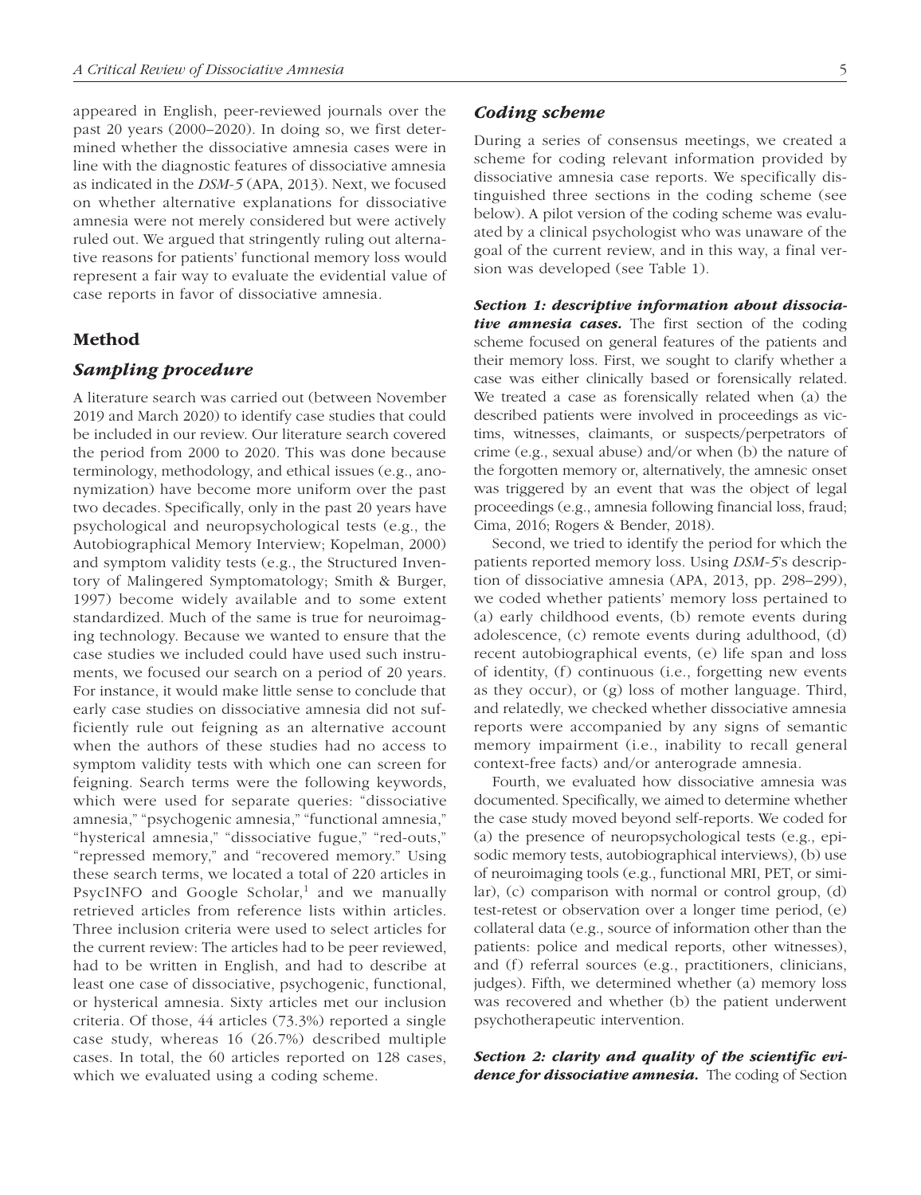appeared in English, peer-reviewed journals over the past 20 years (2000–2020). In doing so, we first determined whether the dissociative amnesia cases were in line with the diagnostic features of dissociative amnesia as indicated in the *DSM-5* (APA, 2013). Next, we focused on whether alternative explanations for dissociative amnesia were not merely considered but were actively ruled out. We argued that stringently ruling out alternative reasons for patients' functional memory loss would represent a fair way to evaluate the evidential value of case reports in favor of dissociative amnesia.

## Method

### *Sampling procedure*

A literature search was carried out (between November 2019 and March 2020) to identify case studies that could be included in our review. Our literature search covered the period from 2000 to 2020. This was done because terminology, methodology, and ethical issues (e.g., anonymization) have become more uniform over the past two decades. Specifically, only in the past 20 years have psychological and neuropsychological tests (e.g., the Autobiographical Memory Interview; Kopelman, 2000) and symptom validity tests (e.g., the Structured Inventory of Malingered Symptomatology; Smith & Burger, 1997) become widely available and to some extent standardized. Much of the same is true for neuroimaging technology. Because we wanted to ensure that the case studies we included could have used such instruments, we focused our search on a period of 20 years. For instance, it would make little sense to conclude that early case studies on dissociative amnesia did not sufficiently rule out feigning as an alternative account when the authors of these studies had no access to symptom validity tests with which one can screen for feigning. Search terms were the following keywords, which were used for separate queries: "dissociative amnesia," "psychogenic amnesia," "functional amnesia," "hysterical amnesia," "dissociative fugue," "red-outs," "repressed memory," and "recovered memory." Using these search terms, we located a total of 220 articles in PsycINFO and Google Scholar,[1] and we manually retrieved articles from reference lists within articles. Three inclusion criteria were used to select articles for the current review: The articles had to be peer reviewed, had to be written in English, and had to describe at least one case of dissociative, psychogenic, functional, or hysterical amnesia. Sixty articles met our inclusion criteria. Of those, 44 articles (73.3%) reported a single case study, whereas 16 (26.7%) described multiple cases. In total, the 60 articles reported on 128 cases, which we evaluated using a coding scheme.

### *Coding scheme*

During a series of consensus meetings, we created a scheme for coding relevant information provided by dissociative amnesia case reports. We specifically distinguished three sections in the coding scheme (see below). A pilot version of the coding scheme was evaluated by a clinical psychologist who was unaware of the goal of the current review, and in this way, a final version was developed (see Table 1).

***Section 1: descriptive information about dissociative amnesia cases.*** The first section of the coding scheme focused on general features of the patients and their memory loss. First, we sought to clarify whether a case was either clinically based or forensically related. We treated a case as forensically related when (a) the described patients were involved in proceedings as victims, witnesses, claimants, or suspects/perpetrators of crime (e.g., sexual abuse) and/or when (b) the nature of the forgotten memory or, alternatively, the amnesic onset was triggered by an event that was the object of legal proceedings (e.g., amnesia following financial loss, fraud; Cima, 2016; Rogers & Bender, 2018).

Second, we tried to identify the period for which the patients reported memory loss. Using *DSM-5*'s description of dissociative amnesia (APA, 2013, pp. 298–299), we coded whether patients' memory loss pertained to (a) early childhood events, (b) remote events during adolescence, (c) remote events during adulthood, (d) recent autobiographical events, (e) life span and loss of identity, (f) continuous (i.e., forgetting new events as they occur), or (g) loss of mother language. Third, and relatedly, we checked whether dissociative amnesia reports were accompanied by any signs of semantic memory impairment (i.e., inability to recall general context-free facts) and/or anterograde amnesia.

Fourth, we evaluated how dissociative amnesia was documented. Specifically, we aimed to determine whether the case study moved beyond self-reports. We coded for (a) the presence of neuropsychological tests (e.g., episodic memory tests, autobiographical interviews), (b) use of neuroimaging tools (e.g., functional MRI, PET, or similar), (c) comparison with normal or control group, (d) test-retest or observation over a longer time period, (e) collateral data (e.g., source of information other than the patients: police and medical reports, other witnesses), and (f) referral sources (e.g., practitioners, clinicians, judges). Fifth, we determined whether (a) memory loss was recovered and whether (b) the patient underwent psychotherapeutic intervention.

***Section 2: clarity and quality of the scientific evidence for dissociative amnesia.*** The coding of Section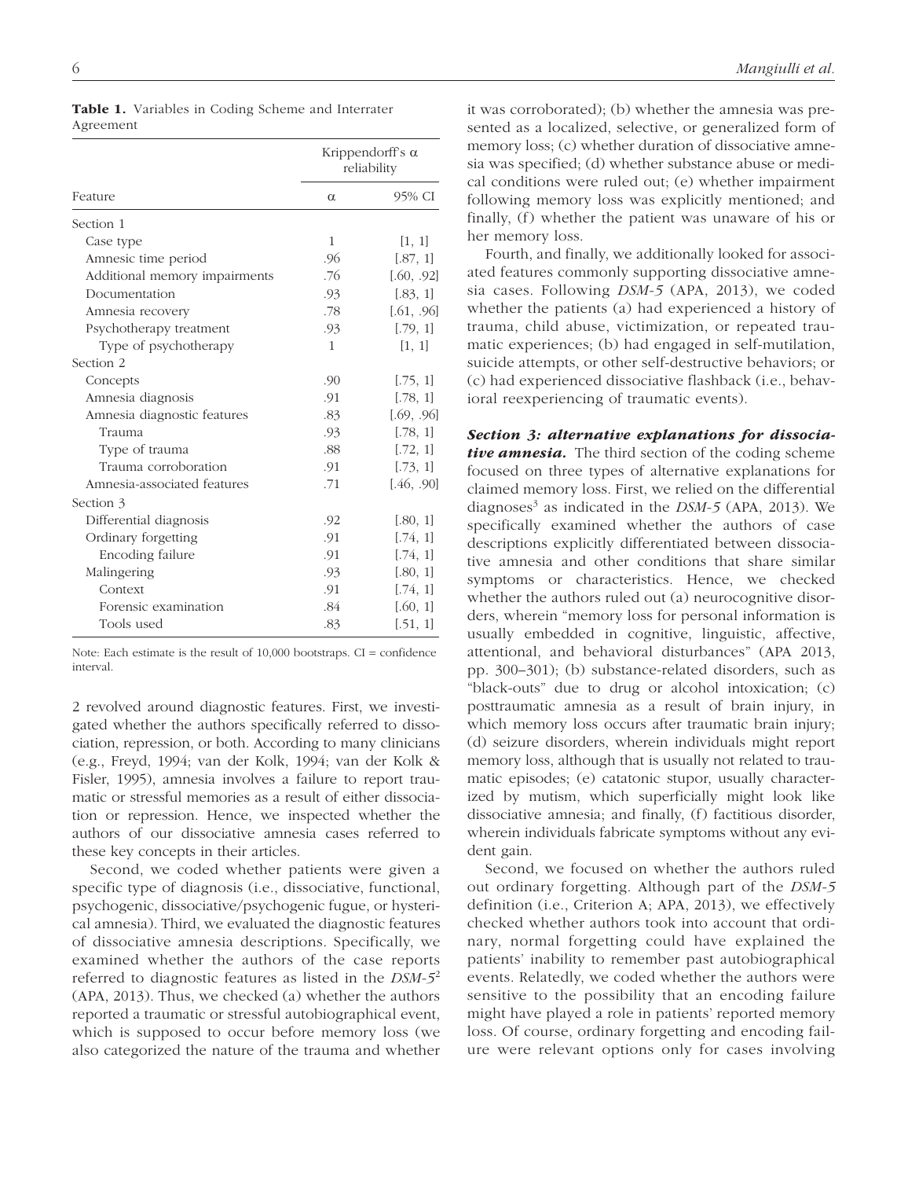**Table 1.** Variables in Coding Scheme and Interrater Agreement

| Feature | Krippendorff's α reliability | |
|---|---|---|
| | α | 95% CI |
| Section 1 | | |
| Case type | 1 | [1, 1] |
| Amnesic time period | .96 | [.87, 1] |
| Additional memory impairments | .76 | [.60, .92] |
| Documentation | .93 | [.83, 1] |
| Amnesia recovery | .78 | [.61, .96] |
| Psychotherapy treatment | .93 | [.79, 1] |
| Type of psychotherapy | 1 | [1, 1] |
| Section 2 | | |
| Concepts | .90 | [.75, 1] |
| Amnesia diagnosis | .91 | [.78, 1] |
| Amnesia diagnostic features | .83 | [.69, .96] |
| Trauma | .93 | [.78, 1] |
| Type of trauma | .88 | [.72, 1] |
| Trauma corroboration | .91 | [.73, 1] |
| Amnesia-associated features | .71 | [.46, .90] |
| Section 3 | | |
| Differential diagnosis | .92 | [.80, 1] |
| Ordinary forgetting | .91 | [.74, 1] |
| Encoding failure | .91 | [.74, 1] |
| Malingering | .93 | [.80, 1] |
| Context | .91 | [.74, 1] |
| Forensic examination | .84 | [.60, 1] |
| Tools used | .83 | [.51, 1] |

Note: Each estimate is the result of 10,000 bootstraps. CI = confidence interval.

2 revolved around diagnostic features. First, we investigated whether the authors specifically referred to dissociation, repression, or both. According to many clinicians (e.g., Freyd, 1994; van der Kolk, 1994; van der Kolk & Fisler, 1995), amnesia involves a failure to report traumatic or stressful memories as a result of either dissociation or repression. Hence, we inspected whether the authors of our dissociative amnesia cases referred to these key concepts in their articles.

Second, we coded whether patients were given a specific type of diagnosis (i.e., dissociative, functional, psychogenic, dissociative/psychogenic fugue, or hysterical amnesia). Third, we evaluated the diagnostic features of dissociative amnesia descriptions. Specifically, we examined whether the authors of the case reports referred to diagnostic features as listed in the *DSM-5*[2] (APA, 2013). Thus, we checked (a) whether the authors reported a traumatic or stressful autobiographical event, which is supposed to occur before memory loss (we also categorized the nature of the trauma and whether it was corroborated); (b) whether the amnesia was presented as a localized, selective, or generalized form of memory loss; (c) whether duration of dissociative amnesia was specified; (d) whether substance abuse or medical conditions were ruled out; (e) whether impairment following memory loss was explicitly mentioned; and finally, (f) whether the patient was unaware of his or her memory loss.

Fourth, and finally, we additionally looked for associated features commonly supporting dissociative amnesia cases. Following *DSM-5* (APA, 2013), we coded whether the patients (a) had experienced a history of trauma, child abuse, victimization, or repeated traumatic experiences; (b) had engaged in self-mutilation, suicide attempts, or other self-destructive behaviors; or (c) had experienced dissociative flashback (i.e., behavioral reexperiencing of traumatic events).

***Section 3: alternative explanations for dissociative amnesia.*** The third section of the coding scheme focused on three types of alternative explanations for claimed memory loss. First, we relied on the differential diagnoses[3] as indicated in the *DSM-5* (APA, 2013). We specifically examined whether the authors of case descriptions explicitly differentiated between dissociative amnesia and other conditions that share similar symptoms or characteristics. Hence, we checked whether the authors ruled out (a) neurocognitive disorders, wherein "memory loss for personal information is usually embedded in cognitive, linguistic, affective, attentional, and behavioral disturbances" (APA 2013, pp. 300–301); (b) substance-related disorders, such as "black-outs" due to drug or alcohol intoxication; (c) posttraumatic amnesia as a result of brain injury, in which memory loss occurs after traumatic brain injury; (d) seizure disorders, wherein individuals might report memory loss, although that is usually not related to traumatic episodes; (e) catatonic stupor, usually characterized by mutism, which superficially might look like dissociative amnesia; and finally, (f) factitious disorder, wherein individuals fabricate symptoms without any evident gain.

Second, we focused on whether the authors ruled out ordinary forgetting. Although part of the *DSM-5* definition (i.e., Criterion A; APA, 2013), we effectively checked whether authors took into account that ordinary, normal forgetting could have explained the patients' inability to remember past autobiographical events. Relatedly, we coded whether the authors were sensitive to the possibility that an encoding failure might have played a role in patients' reported memory loss. Of course, ordinary forgetting and encoding failure were relevant options only for cases involving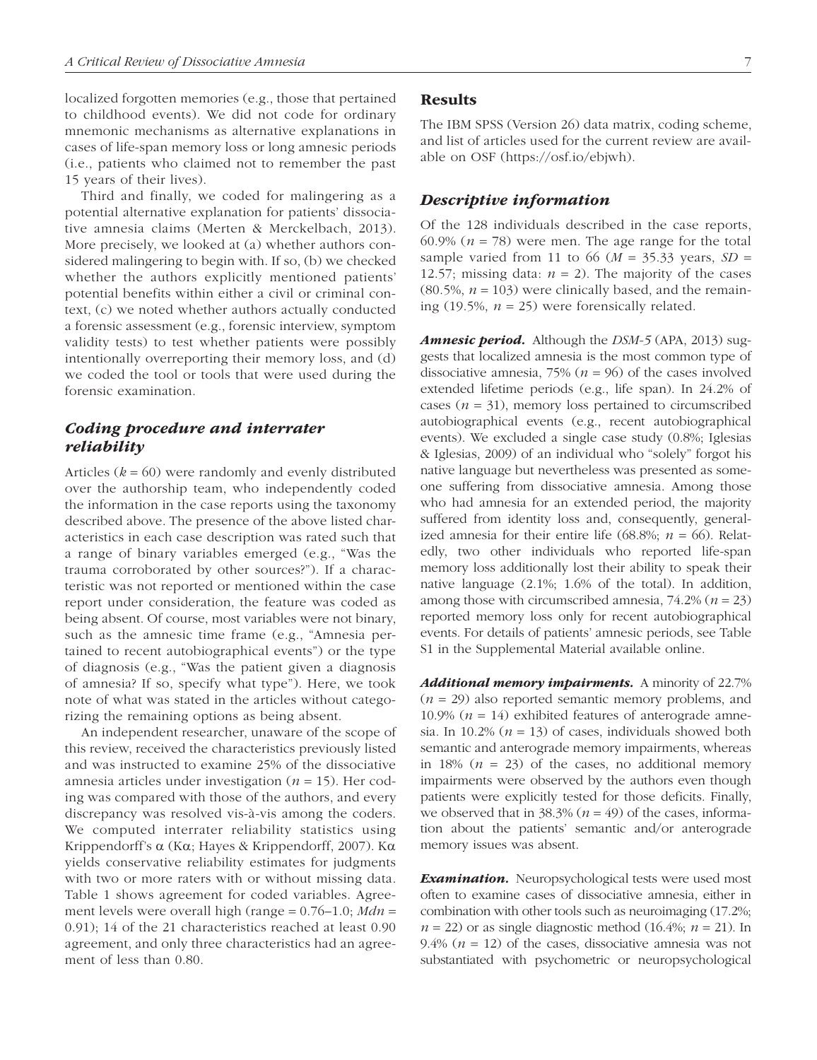localized forgotten memories (e.g., those that pertained to childhood events). We did not code for ordinary mnemonic mechanisms as alternative explanations in cases of life-span memory loss or long amnesic periods (i.e., patients who claimed not to remember the past 15 years of their lives).

Third and finally, we coded for malingering as a potential alternative explanation for patients' dissociative amnesia claims (Merten & Merckelbach, 2013). More precisely, we looked at (a) whether authors considered malingering to begin with. If so, (b) we checked whether the authors explicitly mentioned patients' potential benefits within either a civil or criminal context, (c) we noted whether authors actually conducted a forensic assessment (e.g., forensic interview, symptom validity tests) to test whether patients were possibly intentionally overreporting their memory loss, and (d) we coded the tool or tools that were used during the forensic examination.

### Coding procedure and interrater reliability

Articles ($k = 60$) were randomly and evenly distributed over the authorship team, who independently coded the information in the case reports using the taxonomy described above. The presence of the above listed characteristics in each case description was rated such that a range of binary variables emerged (e.g., "Was the trauma corroborated by other sources?"). If a characteristic was not reported or mentioned within the case report under consideration, the feature was coded as being absent. Of course, most variables were not binary, such as the amnesic time frame (e.g., "Amnesia pertained to recent autobiographical events") or the type of diagnosis (e.g., "Was the patient given a diagnosis of amnesia? If so, specify what type"). Here, we took note of what was stated in the articles without categorizing the remaining options as being absent.

An independent researcher, unaware of the scope of this review, received the characteristics previously listed and was instructed to examine 25% of the dissociative amnesia articles under investigation ($n = 15$). Her coding was compared with those of the authors, and every discrepancy was resolved vis-à-vis among the coders. We computed interrater reliability statistics using Krippendorff's α (Kα; Hayes & Krippendorff, 2007). Kα yields conservative reliability estimates for judgments with two or more raters with or without missing data. Table 1 shows agreement for coded variables. Agreement levels were overall high (range = 0.76–1.0; $Mdn$ = 0.91); 14 of the 21 characteristics reached at least 0.90 agreement, and only three characteristics had an agreement of less than 0.80.

## Results

The IBM SPSS (Version 26) data matrix, coding scheme, and list of articles used for the current review are available on OSF (https://osf.io/ebjwh).

### Descriptive information

Of the 128 individuals described in the case reports, 60.9% ($n = 78$) were men. The age range for the total sample varied from 11 to 66 ($M = 35.33$ years, $SD = 12.57$; missing data: $n = 2$). The majority of the cases (80.5%, $n = 103$) were clinically based, and the remaining (19.5%, $n = 25$) were forensically related.

***Amnesic period.*** Although the *DSM-5* (APA, 2013) suggests that localized amnesia is the most common type of dissociative amnesia, 75% ($n = 96$) of the cases involved extended lifetime periods (e.g., life span). In 24.2% of cases ($n = 31$), memory loss pertained to circumscribed autobiographical events (e.g., recent autobiographical events). We excluded a single case study (0.8%; Iglesias & Iglesias, 2009) of an individual who "solely" forgot his native language but nevertheless was presented as someone suffering from dissociative amnesia. Among those who had amnesia for an extended period, the majority suffered from identity loss and, consequently, generalized amnesia for their entire life (68.8%; $n = 66$). Relatedly, two other individuals who reported life-span memory loss additionally lost their ability to speak their native language (2.1%; 1.6% of the total). In addition, among those with circumscribed amnesia, 74.2% ($n = 23$) reported memory loss only for recent autobiographical events. For details of patients' amnesic periods, see Table S1 in the Supplemental Material available online.

***Additional memory impairments.*** A minority of 22.7% ($n = 29$) also reported semantic memory problems, and 10.9% ($n = 14$) exhibited features of anterograde amnesia. In 10.2% ($n = 13$) of cases, individuals showed both semantic and anterograde memory impairments, whereas in 18% ($n = 23$) of the cases, no additional memory impairments were observed by the authors even though patients were explicitly tested for those deficits. Finally, we observed that in 38.3% ($n = 49$) of the cases, information about the patients' semantic and/or anterograde memory issues was absent.

***Examination.*** Neuropsychological tests were used most often to examine cases of dissociative amnesia, either in combination with other tools such as neuroimaging (17.2%; $n = 22$) or as single diagnostic method (16.4%; $n = 21$). In 9.4% ($n = 12$) of the cases, dissociative amnesia was not substantiated with psychometric or neuropsychological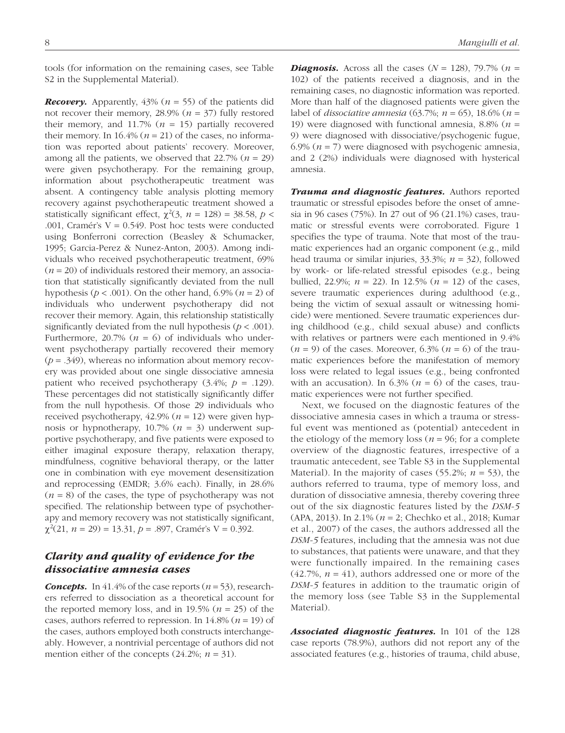tools (for information on the remaining cases, see Table S2 in the Supplemental Material).

***Recovery.*** Apparently, 43% ($n$ = 55) of the patients did not recover their memory, 28.9% ($n$ = 37) fully restored their memory, and 11.7% ($n$ = 15) partially recovered their memory. In 16.4% ($n$ = 21) of the cases, no information was reported about patients' recovery. Moreover, among all the patients, we observed that 22.7% ($n$ = 29) were given psychotherapy. For the remaining group, information about psychotherapeutic treatment was absent. A contingency table analysis plotting memory recovery against psychotherapeutic treatment showed a statistically significant effect, $\chi^2(3,\ n = 128) = 38.58$, $p < .001$, Cramér's V = 0.549. Post hoc tests were conducted using Bonferroni correction (Beasley & Schumacker, 1995; Garcia-Perez & Nunez-Anton, 2003). Among individuals who received psychotherapeutic treatment, 69% ($n$ = 20) of individuals restored their memory, an association that statistically significantly deviated from the null hypothesis ($p < .001$). On the other hand, 6.9% ($n$ = 2) of individuals who underwent psychotherapy did not recover their memory. Again, this relationship statistically significantly deviated from the null hypothesis ($p < .001$). Furthermore, 20.7% ($n$ = 6) of individuals who underwent psychotherapy partially recovered their memory ($p$ = .349), whereas no information about memory recovery was provided about one single dissociative amnesia patient who received psychotherapy (3.4%; $p$ = .129). These percentages did not statistically significantly differ from the null hypothesis. Of those 29 individuals who received psychotherapy, 42.9% ($n$ = 12) were given hypnosis or hypnotherapy, 10.7% ($n$ = 3) underwent supportive psychotherapy, and five patients were exposed to either imaginal exposure therapy, relaxation therapy, mindfulness, cognitive behavioral therapy, or the latter one in combination with eye movement desensitization and reprocessing (EMDR; 3.6% each). Finally, in 28.6% ($n$ = 8) of the cases, the type of psychotherapy was not specified. The relationship between type of psychotherapy and memory recovery was not statistically significant, $\chi^2(21,\ n = 29) = 13.31$, $p = .897$, Cramér's V = 0.392.

## *Clarity and quality of evidence for the dissociative amnesia cases*

***Concepts.*** In 41.4% of the case reports ($n$ = 53), researchers referred to dissociation as a theoretical account for the reported memory loss, and in 19.5% ($n$ = 25) of the cases, authors referred to repression. In 14.8% ($n$ = 19) of the cases, authors employed both constructs interchangeably. However, a nontrivial percentage of authors did not mention either of the concepts (24.2%; $n$ = 31).

***Diagnosis.*** Across all the cases ($N$ = 128), 79.7% ($n$ = 102) of the patients received a diagnosis, and in the remaining cases, no diagnostic information was reported. More than half of the diagnosed patients were given the label of *dissociative amnesia* (63.7%; $n$ = 65), 18.6% ($n$ = 19) were diagnosed with functional amnesia, 8.8% ($n$ = 9) were diagnosed with dissociative/psychogenic fugue, 6.9% ($n$ = 7) were diagnosed with psychogenic amnesia, and 2 (2%) individuals were diagnosed with hysterical amnesia.

***Trauma and diagnostic features.*** Authors reported traumatic or stressful episodes before the onset of amnesia in 96 cases (75%). In 27 out of 96 (21.1%) cases, traumatic or stressful events were corroborated. Figure 1 specifies the type of trauma. Note that most of the traumatic experiences had an organic component (e.g., mild head trauma or similar injuries, 33.3%; $n$ = 32), followed by work- or life-related stressful episodes (e.g., being bullied, 22.9%; $n$ = 22). In 12.5% ($n$ = 12) of the cases, severe traumatic experiences during adulthood (e.g., being the victim of sexual assault or witnessing homicide) were mentioned. Severe traumatic experiences during childhood (e.g., child sexual abuse) and conflicts with relatives or partners were each mentioned in 9.4% ($n$ = 9) of the cases. Moreover, 6.3% ($n$ = 6) of the traumatic experiences before the manifestation of memory loss were related to legal issues (e.g., being confronted with an accusation). In 6.3% ($n$ = 6) of the cases, traumatic experiences were not further specified.

Next, we focused on the diagnostic features of the dissociative amnesia cases in which a trauma or stressful event was mentioned as (potential) antecedent in the etiology of the memory loss ($n$ = 96; for a complete overview of the diagnostic features, irrespective of a traumatic antecedent, see Table S3 in the Supplemental Material). In the majority of cases (55.2%; $n$ = 53), the authors referred to trauma, type of memory loss, and duration of dissociative amnesia, thereby covering three out of the six diagnostic features listed by the *DSM-5* (APA, 2013). In 2.1% ($n$ = 2; Chechko et al., 2018; Kumar et al., 2007) of the cases, the authors addressed all the *DSM-5* features, including that the amnesia was not due to substances, that patients were unaware, and that they were functionally impaired. In the remaining cases (42.7%, $n$ = 41), authors addressed one or more of the *DSM-5* features in addition to the traumatic origin of the memory loss (see Table S3 in the Supplemental Material).

***Associated diagnostic features.*** In 101 of the 128 case reports (78.9%), authors did not report any of the associated features (e.g., histories of trauma, child abuse,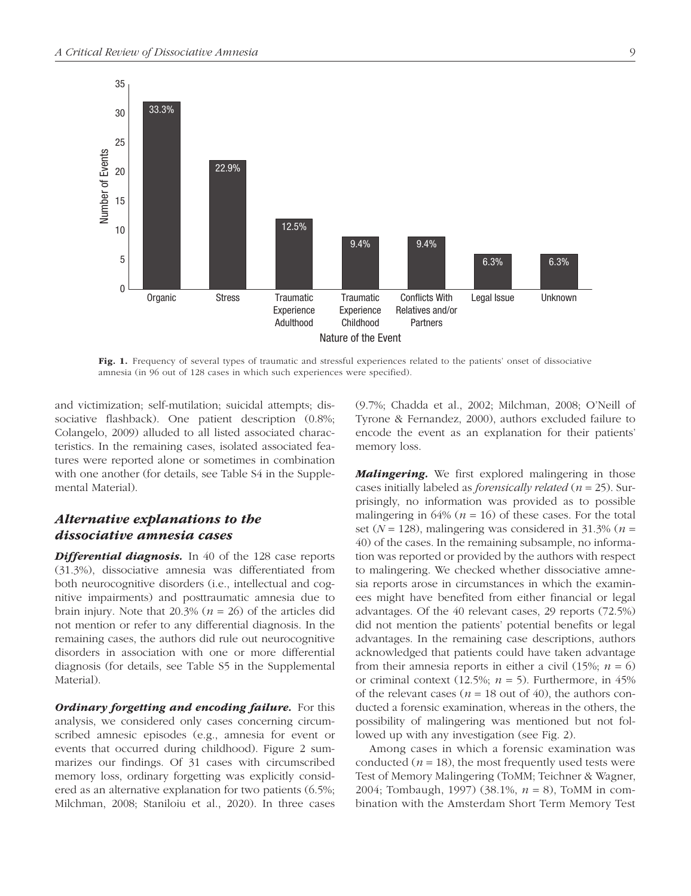Fig. 1. Frequency of several types of traumatic and stressful experiences related to the patients' onset of dissociative amnesia (in 96 out of 128 cases in which such experiences were specified).

and victimization; self-mutilation; suicidal attempts; dissociative flashback). One patient description (0.8%; Colangelo, 2009) alluded to all listed associated characteristics. In the remaining cases, isolated associated features were reported alone or sometimes in combination with one another (for details, see Table S4 in the Supplemental Material).

## *Alternative explanations to the dissociative amnesia cases*

***Differential diagnosis.*** In 40 of the 128 case reports (31.3%), dissociative amnesia was differentiated from both neurocognitive disorders (i.e., intellectual and cognitive impairments) and posttraumatic amnesia due to brain injury. Note that 20.3% ($n = 26$) of the articles did not mention or refer to any differential diagnosis. In the remaining cases, the authors did rule out neurocognitive disorders in association with one or more differential diagnosis (for details, see Table S5 in the Supplemental Material).

***Ordinary forgetting and encoding failure.*** For this analysis, we considered only cases concerning circumscribed amnesic episodes (e.g., amnesia for event or events that occurred during childhood). Figure 2 summarizes our findings. Of 31 cases with circumscribed memory loss, ordinary forgetting was explicitly considered as an alternative explanation for two patients (6.5%; Milchman, 2008; Staniloiu et al., 2020). In three cases (9.7%; Chadda et al., 2002; Milchman, 2008; O'Neill of Tyrone & Fernandez, 2000), authors excluded failure to encode the event as an explanation for their patients' memory loss.

***Malingering.*** We first explored malingering in those cases initially labeled as *forensically related* ($n = 25$). Surprisingly, no information was provided as to possible malingering in 64% ($n = 16$) of these cases. For the total set ($N = 128$), malingering was considered in 31.3% ($n = 40$) of the cases. In the remaining subsample, no information was reported or provided by the authors with respect to malingering. We checked whether dissociative amnesia reports arose in circumstances in which the examinees might have benefited from either financial or legal advantages. Of the 40 relevant cases, 29 reports (72.5%) did not mention the patients' potential benefits or legal advantages. In the remaining case descriptions, authors acknowledged that patients could have taken advantage from their amnesia reports in either a civil (15%; $n = 6$) or criminal context (12.5%; $n = 5$). Furthermore, in 45% of the relevant cases ($n = 18$ out of 40), the authors conducted a forensic examination, whereas in the others, the possibility of malingering was mentioned but not followed up with any investigation (see Fig. 2).

Among cases in which a forensic examination was conducted ($n = 18$), the most frequently used tests were Test of Memory Malingering (ToMM; Teichner & Wagner, 2004; Tombaugh, 1997) (38.1%, $n = 8$), ToMM in combination with the Amsterdam Short Term Memory Test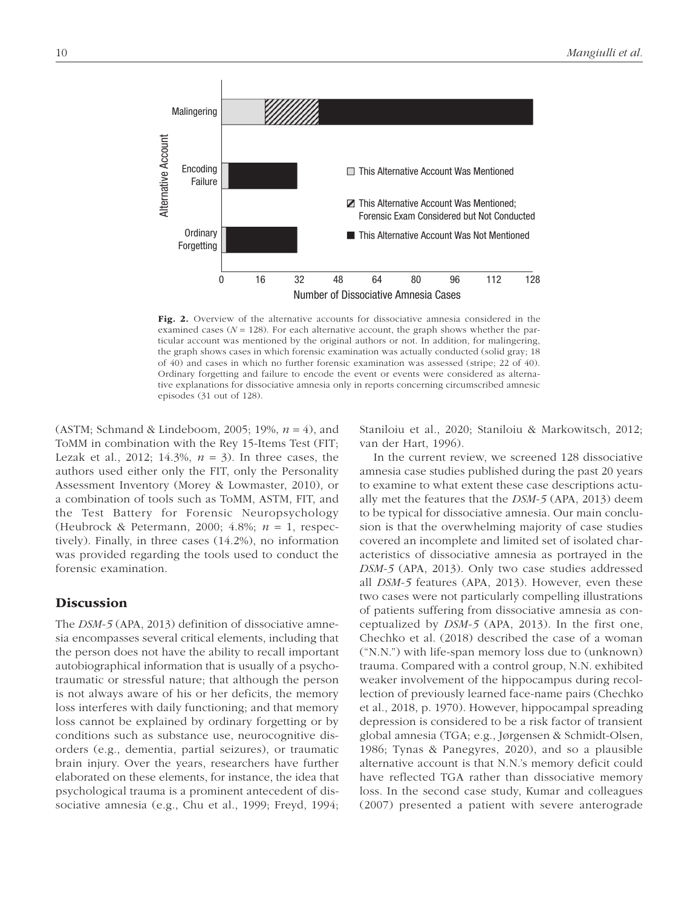**Fig. 2.** Overview of the alternative accounts for dissociative amnesia considered in the examined cases ($N$ = 128). For each alternative account, the graph shows whether the particular account was mentioned by the original authors or not. In addition, for malingering, the graph shows cases in which forensic examination was actually conducted (solid gray; 18 of 40) and cases in which no further forensic examination was assessed (stripe; 22 of 40). Ordinary forgetting and failure to encode the event or events were considered as alternative explanations for dissociative amnesia only in reports concerning circumscribed amnesic episodes (31 out of 128).

(ASTM; Schmand & Lindeboom, 2005; 19%, $n$ = 4), and ToMM in combination with the Rey 15-Items Test (FIT; Lezak et al., 2012; 14.3%, $n$ = 3). In three cases, the authors used either only the FIT, only the Personality Assessment Inventory (Morey & Lowmaster, 2010), or a combination of tools such as ToMM, ASTM, FIT, and the Test Battery for Forensic Neuropsychology (Heubrock & Petermann, 2000; 4.8%; $n$ = 1, respectively). Finally, in three cases (14.2%), no information was provided regarding the tools used to conduct the forensic examination.

## Discussion

The *DSM-5* (APA, 2013) definition of dissociative amnesia encompasses several critical elements, including that the person does not have the ability to recall important autobiographical information that is usually of a psychotraumatic or stressful nature; that although the person is not always aware of his or her deficits, the memory loss interferes with daily functioning; and that memory loss cannot be explained by ordinary forgetting or by conditions such as substance use, neurocognitive disorders (e.g., dementia, partial seizures), or traumatic brain injury. Over the years, researchers have further elaborated on these elements, for instance, the idea that psychological trauma is a prominent antecedent of dissociative amnesia (e.g., Chu et al., 1999; Freyd, 1994; Staniloiu et al., 2020; Staniloiu & Markowitsch, 2012; van der Hart, 1996).

In the current review, we screened 128 dissociative amnesia case studies published during the past 20 years to examine to what extent these case descriptions actually met the features that the *DSM-5* (APA, 2013) deem to be typical for dissociative amnesia. Our main conclusion is that the overwhelming majority of case studies covered an incomplete and limited set of isolated characteristics of dissociative amnesia as portrayed in the *DSM-5* (APA, 2013). Only two case studies addressed all *DSM-5* features (APA, 2013). However, even these two cases were not particularly compelling illustrations of patients suffering from dissociative amnesia as conceptualized by *DSM-5* (APA, 2013). In the first one, Chechko et al. (2018) described the case of a woman ("N.N.") with life-span memory loss due to (unknown) trauma. Compared with a control group, N.N. exhibited weaker involvement of the hippocampus during recollection of previously learned face-name pairs (Chechko et al., 2018, p. 1970). However, hippocampal spreading depression is considered to be a risk factor of transient global amnesia (TGA; e.g., Jørgensen & Schmidt-Olsen, 1986; Tynas & Panegyres, 2020), and so a plausible alternative account is that N.N.'s memory deficit could have reflected TGA rather than dissociative memory loss. In the second case study, Kumar and colleagues (2007) presented a patient with severe anterograde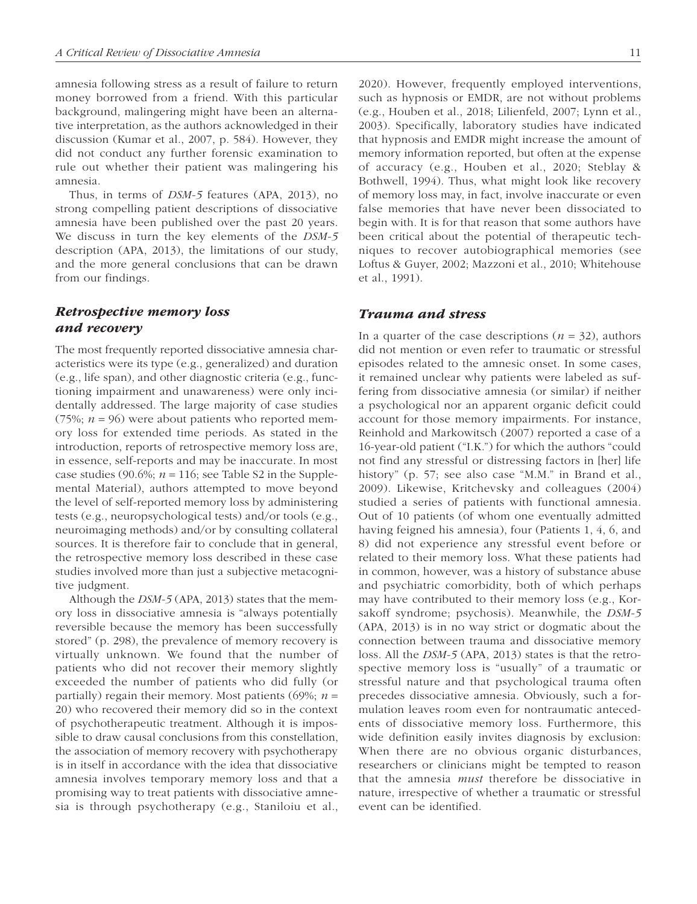amnesia following stress as a result of failure to return money borrowed from a friend. With this particular background, malingering might have been an alternative interpretation, as the authors acknowledged in their discussion (Kumar et al., 2007, p. 584). However, they did not conduct any further forensic examination to rule out whether their patient was malingering his amnesia.

Thus, in terms of *DSM-5* features (APA, 2013), no strong compelling patient descriptions of dissociative amnesia have been published over the past 20 years. We discuss in turn the key elements of the *DSM-5* description (APA, 2013), the limitations of our study, and the more general conclusions that can be drawn from our findings.

### *Retrospective memory loss and recovery*

The most frequently reported dissociative amnesia characteristics were its type (e.g., generalized) and duration (e.g., life span), and other diagnostic criteria (e.g., functioning impairment and unawareness) were only incidentally addressed. The large majority of case studies (75%; $n = 96$) were about patients who reported memory loss for extended time periods. As stated in the introduction, reports of retrospective memory loss are, in essence, self-reports and may be inaccurate. In most case studies (90.6%; $n = 116$; see Table S2 in the Supplemental Material), authors attempted to move beyond the level of self-reported memory loss by administering tests (e.g., neuropsychological tests) and/or tools (e.g., neuroimaging methods) and/or by consulting collateral sources. It is therefore fair to conclude that in general, the retrospective memory loss described in these case studies involved more than just a subjective metacognitive judgment.

Although the *DSM-5* (APA, 2013) states that the memory loss in dissociative amnesia is "always potentially reversible because the memory has been successfully stored" (p. 298), the prevalence of memory recovery is virtually unknown. We found that the number of patients who did not recover their memory slightly exceeded the number of patients who did fully (or partially) regain their memory. Most patients (69%; $n = 20$) who recovered their memory did so in the context of psychotherapeutic treatment. Although it is impossible to draw causal conclusions from this constellation, the association of memory recovery with psychotherapy is in itself in accordance with the idea that dissociative amnesia involves temporary memory loss and that a promising way to treat patients with dissociative amnesia is through psychotherapy (e.g., Staniloiu et al., 2020). However, frequently employed interventions, such as hypnosis or EMDR, are not without problems (e.g., Houben et al., 2018; Lilienfeld, 2007; Lynn et al., 2003). Specifically, laboratory studies have indicated that hypnosis and EMDR might increase the amount of memory information reported, but often at the expense of accuracy (e.g., Houben et al., 2020; Steblay & Bothwell, 1994). Thus, what might look like recovery of memory loss may, in fact, involve inaccurate or even false memories that have never been dissociated to begin with. It is for that reason that some authors have been critical about the potential of therapeutic techniques to recover autobiographical memories (see Loftus & Guyer, 2002; Mazzoni et al., 2010; Whitehouse et al., 1991).

### *Trauma and stress*

In a quarter of the case descriptions ($n = 32$), authors did not mention or even refer to traumatic or stressful episodes related to the amnesic onset. In some cases, it remained unclear why patients were labeled as suffering from dissociative amnesia (or similar) if neither a psychological nor an apparent organic deficit could account for those memory impairments. For instance, Reinhold and Markowitsch (2007) reported a case of a 16-year-old patient ("I.K.") for which the authors "could not find any stressful or distressing factors in [her] life history" (p. 57; see also case "M.M." in Brand et al., 2009). Likewise, Kritchevsky and colleagues (2004) studied a series of patients with functional amnesia. Out of 10 patients (of whom one eventually admitted having feigned his amnesia), four (Patients 1, 4, 6, and 8) did not experience any stressful event before or related to their memory loss. What these patients had in common, however, was a history of substance abuse and psychiatric comorbidity, both of which perhaps may have contributed to their memory loss (e.g., Korsakoff syndrome; psychosis). Meanwhile, the *DSM-5* (APA, 2013) is in no way strict or dogmatic about the connection between trauma and dissociative memory loss. All the *DSM-5* (APA, 2013) states is that the retrospective memory loss is "usually" of a traumatic or stressful nature and that psychological trauma often precedes dissociative amnesia. Obviously, such a formulation leaves room even for nontraumatic antecedents of dissociative memory loss. Furthermore, this wide definition easily invites diagnosis by exclusion: When there are no obvious organic disturbances, researchers or clinicians might be tempted to reason that the amnesia *must* therefore be dissociative in nature, irrespective of whether a traumatic or stressful event can be identified.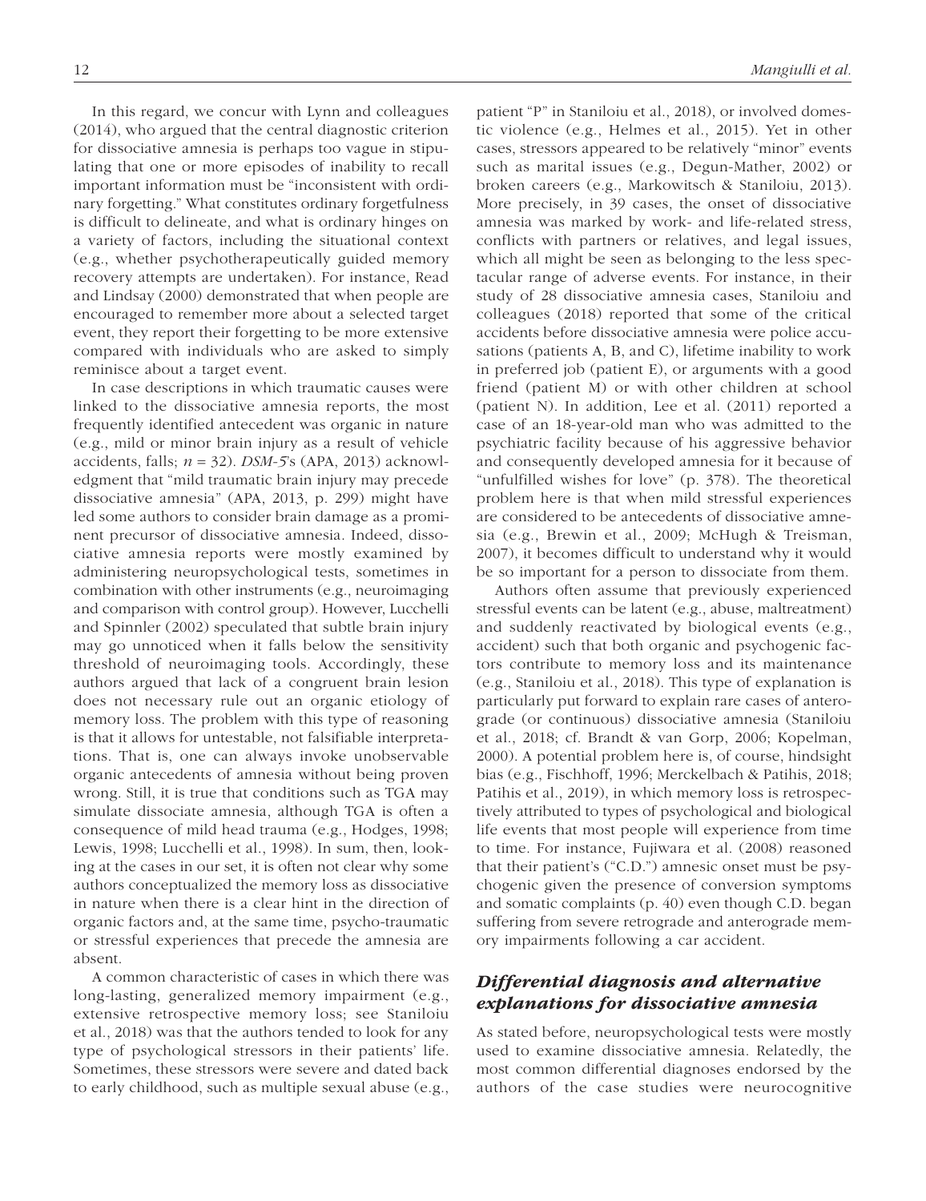In this regard, we concur with Lynn and colleagues (2014), who argued that the central diagnostic criterion for dissociative amnesia is perhaps too vague in stipulating that one or more episodes of inability to recall important information must be "inconsistent with ordinary forgetting." What constitutes ordinary forgetfulness is difficult to delineate, and what is ordinary hinges on a variety of factors, including the situational context (e.g., whether psychotherapeutically guided memory recovery attempts are undertaken). For instance, Read and Lindsay (2000) demonstrated that when people are encouraged to remember more about a selected target event, they report their forgetting to be more extensive compared with individuals who are asked to simply reminisce about a target event.

In case descriptions in which traumatic causes were linked to the dissociative amnesia reports, the most frequently identified antecedent was organic in nature (e.g., mild or minor brain injury as a result of vehicle accidents, falls; $n = 32$). *DSM-5*'s (APA, 2013) acknowledgment that "mild traumatic brain injury may precede dissociative amnesia" (APA, 2013, p. 299) might have led some authors to consider brain damage as a prominent precursor of dissociative amnesia. Indeed, dissociative amnesia reports were mostly examined by administering neuropsychological tests, sometimes in combination with other instruments (e.g., neuroimaging and comparison with control group). However, Lucchelli and Spinnler (2002) speculated that subtle brain injury may go unnoticed when it falls below the sensitivity threshold of neuroimaging tools. Accordingly, these authors argued that lack of a congruent brain lesion does not necessary rule out an organic etiology of memory loss. The problem with this type of reasoning is that it allows for untestable, not falsifiable interpretations. That is, one can always invoke unobservable organic antecedents of amnesia without being proven wrong. Still, it is true that conditions such as TGA may simulate dissociate amnesia, although TGA is often a consequence of mild head trauma (e.g., Hodges, 1998; Lewis, 1998; Lucchelli et al., 1998). In sum, then, looking at the cases in our set, it is often not clear why some authors conceptualized the memory loss as dissociative in nature when there is a clear hint in the direction of organic factors and, at the same time, psycho-traumatic or stressful experiences that precede the amnesia are absent.

A common characteristic of cases in which there was long-lasting, generalized memory impairment (e.g., extensive retrospective memory loss; see Staniloiu et al., 2018) was that the authors tended to look for any type of psychological stressors in their patients' life. Sometimes, these stressors were severe and dated back to early childhood, such as multiple sexual abuse (e.g., patient "P" in Staniloiu et al., 2018), or involved domestic violence (e.g., Helmes et al., 2015). Yet in other cases, stressors appeared to be relatively "minor" events such as marital issues (e.g., Degun-Mather, 2002) or broken careers (e.g., Markowitsch & Staniloiu, 2013). More precisely, in 39 cases, the onset of dissociative amnesia was marked by work- and life-related stress, conflicts with partners or relatives, and legal issues, which all might be seen as belonging to the less spectacular range of adverse events. For instance, in their study of 28 dissociative amnesia cases, Staniloiu and colleagues (2018) reported that some of the critical accidents before dissociative amnesia were police accusations (patients A, B, and C), lifetime inability to work in preferred job (patient E), or arguments with a good friend (patient M) or with other children at school (patient N). In addition, Lee et al. (2011) reported a case of an 18-year-old man who was admitted to the psychiatric facility because of his aggressive behavior and consequently developed amnesia for it because of "unfulfilled wishes for love" (p. 378). The theoretical problem here is that when mild stressful experiences are considered to be antecedents of dissociative amnesia (e.g., Brewin et al., 2009; McHugh & Treisman, 2007), it becomes difficult to understand why it would be so important for a person to dissociate from them.

Authors often assume that previously experienced stressful events can be latent (e.g., abuse, maltreatment) and suddenly reactivated by biological events (e.g., accident) such that both organic and psychogenic factors contribute to memory loss and its maintenance (e.g., Staniloiu et al., 2018). This type of explanation is particularly put forward to explain rare cases of anterograde (or continuous) dissociative amnesia (Staniloiu et al., 2018; cf. Brandt & van Gorp, 2006; Kopelman, 2000). A potential problem here is, of course, hindsight bias (e.g., Fischhoff, 1996; Merckelbach & Patihis, 2018; Patihis et al., 2019), in which memory loss is retrospectively attributed to types of psychological and biological life events that most people will experience from time to time. For instance, Fujiwara et al. (2008) reasoned that their patient's ("C.D.") amnesic onset must be psychogenic given the presence of conversion symptoms and somatic complaints (p. 40) even though C.D. began suffering from severe retrograde and anterograde memory impairments following a car accident.

## *Differential diagnosis and alternative explanations for dissociative amnesia*

As stated before, neuropsychological tests were mostly used to examine dissociative amnesia. Relatedly, the most common differential diagnoses endorsed by the authors of the case studies were neurocognitive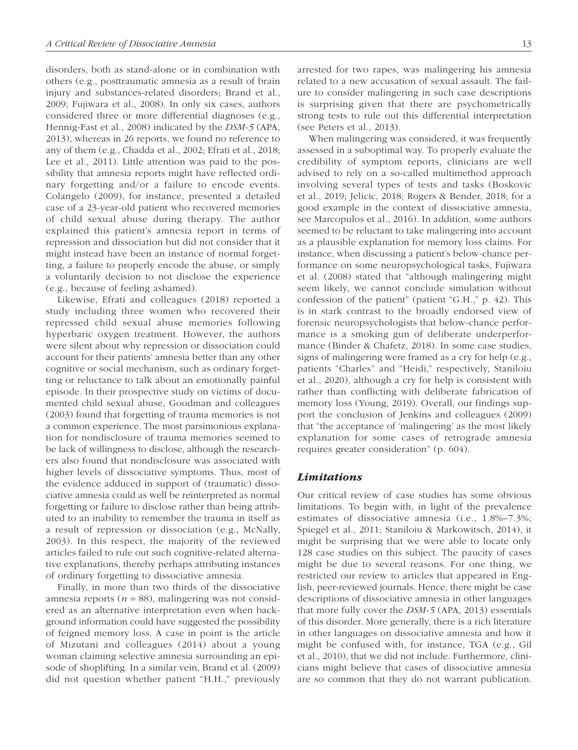disorders, both as stand-alone or in combination with others (e.g., posttraumatic amnesia as a result of brain injury and substances-related disorders; Brand et al., 2009; Fujiwara et al., 2008). In only six cases, authors considered three or more differential diagnoses (e.g., Hennig-Fast et al., 2008) indicated by the *DSM-5* (APA, 2013), whereas in 26 reports, we found no reference to any of them (e.g., Chadda et al., 2002; Efrati et al., 2018; Lee et al., 2011). Little attention was paid to the possibility that amnesia reports might have reflected ordinary forgetting and/or a failure to encode events. Colangelo (2009), for instance, presented a detailed case of a 23-year-old patient who recovered memories of child sexual abuse during therapy. The author explained this patient's amnesia report in terms of repression and dissociation but did not consider that it might instead have been an instance of normal forgetting, a failure to properly encode the abuse, or simply a voluntarily decision to not disclose the experience (e.g., because of feeling ashamed).

Likewise, Efrati and colleagues (2018) reported a study including three women who recovered their repressed child sexual abuse memories following hyperbaric oxygen treatment. However, the authors were silent about why repression or dissociation could account for their patients' amnesia better than any other cognitive or social mechanism, such as ordinary forgetting or reluctance to talk about an emotionally painful episode. In their prospective study on victims of documented child sexual abuse, Goodman and colleagues (2003) found that forgetting of trauma memories is not a common experience. The most parsimonious explanation for nondisclosure of trauma memories seemed to be lack of willingness to disclose, although the researchers also found that nondisclosure was associated with higher levels of dissociative symptoms. Thus, most of the evidence adduced in support of (traumatic) dissociative amnesia could as well be reinterpreted as normal forgetting or failure to disclose rather than being attributed to an inability to remember the trauma in itself as a result of repression or dissociation (e.g., McNally, 2003). In this respect, the majority of the reviewed articles failed to rule out such cognitive-related alternative explanations, thereby perhaps attributing instances of ordinary forgetting to dissociative amnesia.

Finally, in more than two thirds of the dissociative amnesia reports ($n$ = 88), malingering was not considered as an alternative interpretation even when background information could have suggested the possibility of feigned memory loss. A case in point is the article of Mizutani and colleagues (2014) about a young woman claiming selective amnesia surrounding an episode of shoplifting. In a similar vein, Brand et al. (2009) did not question whether patient "H.H.," previously arrested for two rapes, was malingering his amnesia related to a new accusation of sexual assault. The failure to consider malingering in such case descriptions is surprising given that there are psychometrically strong tests to rule out this differential interpretation (see Peters et al., 2013).

When malingering was considered, it was frequently assessed in a suboptimal way. To properly evaluate the credibility of symptom reports, clinicians are well advised to rely on a so-called multimethod approach involving several types of tests and tasks (Boskovic et al., 2019; Jelicic, 2018; Rogers & Bender, 2018; for a good example in the context of dissociative amnesia, see Marcopulos et al., 2016). In addition, some authors seemed to be reluctant to take malingering into account as a plausible explanation for memory loss claims. For instance, when discussing a patient's below-chance performance on some neuropsychological tasks, Fujiwara et al. (2008) stated that "although malingering might seem likely, we cannot conclude simulation without confession of the patient" (patient "G.H.," p. 42). This is in stark contrast to the broadly endorsed view of forensic neuropsychologists that below-chance performance is a smoking gun of deliberate underperformance (Binder & Chafetz, 2018). In some case studies, signs of malingering were framed as a cry for help (e.g., patients "Charles" and "Heidi," respectively, Staniloiu et al., 2020), although a cry for help is consistent with rather than conflicting with deliberate fabrication of memory loss (Young, 2019). Overall, our findings support the conclusion of Jenkins and colleagues (2009) that "the acceptance of 'malingering' as the most likely explanation for some cases of retrograde amnesia requires greater consideration" (p. 604).

## Limitations

Our critical review of case studies has some obvious limitations. To begin with, in light of the prevalence estimates of dissociative amnesia (i.e., 1.8%–7.3%; Spiegel et al., 2011; Staniloiu & Markowitsch, 2014), it might be surprising that we were able to locate only 128 case studies on this subject. The paucity of cases might be due to several reasons. For one thing, we restricted our review to articles that appeared in English, peer-reviewed journals. Hence, there might be case descriptions of dissociative amnesia in other languages that more fully cover the *DSM-5* (APA, 2013) essentials of this disorder. More generally, there is a rich literature in other languages on dissociative amnesia and how it might be confused with, for instance, TGA (e.g., Gil et al., 2010), that we did not include. Furthermore, clinicians might believe that cases of dissociative amnesia are so common that they do not warrant publication.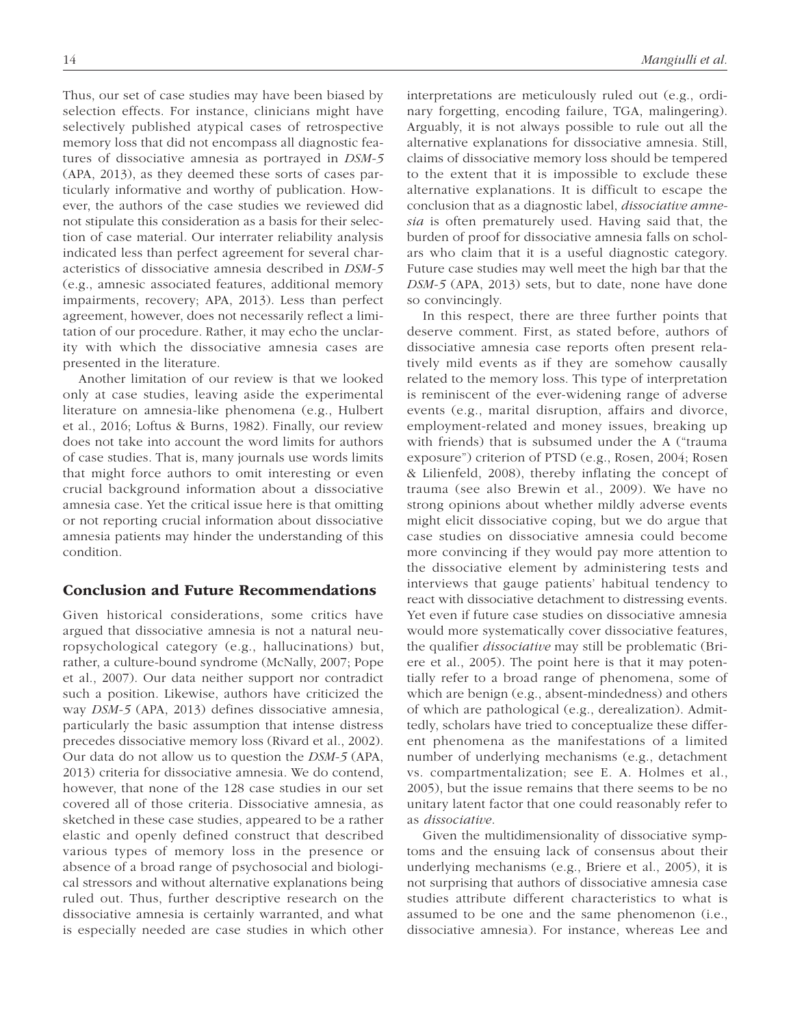Thus, our set of case studies may have been biased by selection effects. For instance, clinicians might have selectively published atypical cases of retrospective memory loss that did not encompass all diagnostic features of dissociative amnesia as portrayed in *DSM-5* (APA, 2013), as they deemed these sorts of cases particularly informative and worthy of publication. However, the authors of the case studies we reviewed did not stipulate this consideration as a basis for their selection of case material. Our interrater reliability analysis indicated less than perfect agreement for several characteristics of dissociative amnesia described in *DSM-5* (e.g., amnesic associated features, additional memory impairments, recovery; APA, 2013). Less than perfect agreement, however, does not necessarily reflect a limitation of our procedure. Rather, it may echo the unclarity with which the dissociative amnesia cases are presented in the literature.

Another limitation of our review is that we looked only at case studies, leaving aside the experimental literature on amnesia-like phenomena (e.g., Hulbert et al., 2016; Loftus & Burns, 1982). Finally, our review does not take into account the word limits for authors of case studies. That is, many journals use words limits that might force authors to omit interesting or even crucial background information about a dissociative amnesia case. Yet the critical issue here is that omitting or not reporting crucial information about dissociative amnesia patients may hinder the understanding of this condition.

## Conclusion and Future Recommendations

Given historical considerations, some critics have argued that dissociative amnesia is not a natural neuropsychological category (e.g., hallucinations) but, rather, a culture-bound syndrome (McNally, 2007; Pope et al., 2007). Our data neither support nor contradict such a position. Likewise, authors have criticized the way *DSM-5* (APA, 2013) defines dissociative amnesia, particularly the basic assumption that intense distress precedes dissociative memory loss (Rivard et al., 2002). Our data do not allow us to question the *DSM-5* (APA, 2013) criteria for dissociative amnesia. We do contend, however, that none of the 128 case studies in our set covered all of those criteria. Dissociative amnesia, as sketched in these case studies, appeared to be a rather elastic and openly defined construct that described various types of memory loss in the presence or absence of a broad range of psychosocial and biological stressors and without alternative explanations being ruled out. Thus, further descriptive research on the dissociative amnesia is certainly warranted, and what is especially needed are case studies in which other interpretations are meticulously ruled out (e.g., ordinary forgetting, encoding failure, TGA, malingering). Arguably, it is not always possible to rule out all the alternative explanations for dissociative amnesia. Still, claims of dissociative memory loss should be tempered to the extent that it is impossible to exclude these alternative explanations. It is difficult to escape the conclusion that as a diagnostic label, *dissociative amnesia* is often prematurely used. Having said that, the burden of proof for dissociative amnesia falls on scholars who claim that it is a useful diagnostic category. Future case studies may well meet the high bar that the *DSM-5* (APA, 2013) sets, but to date, none have done so convincingly.

In this respect, there are three further points that deserve comment. First, as stated before, authors of dissociative amnesia case reports often present relatively mild events as if they are somehow causally related to the memory loss. This type of interpretation is reminiscent of the ever-widening range of adverse events (e.g., marital disruption, affairs and divorce, employment-related and money issues, breaking up with friends) that is subsumed under the A ("trauma exposure") criterion of PTSD (e.g., Rosen, 2004; Rosen & Lilienfeld, 2008), thereby inflating the concept of trauma (see also Brewin et al., 2009). We have no strong opinions about whether mildly adverse events might elicit dissociative coping, but we do argue that case studies on dissociative amnesia could become more convincing if they would pay more attention to the dissociative element by administering tests and interviews that gauge patients' habitual tendency to react with dissociative detachment to distressing events. Yet even if future case studies on dissociative amnesia would more systematically cover dissociative features, the qualifier *dissociative* may still be problematic (Briere et al., 2005). The point here is that it may potentially refer to a broad range of phenomena, some of which are benign (e.g., absent-mindedness) and others of which are pathological (e.g., derealization). Admittedly, scholars have tried to conceptualize these different phenomena as the manifestations of a limited number of underlying mechanisms (e.g., detachment vs. compartmentalization; see E. A. Holmes et al., 2005), but the issue remains that there seems to be no unitary latent factor that one could reasonably refer to as *dissociative*.

Given the multidimensionality of dissociative symptoms and the ensuing lack of consensus about their underlying mechanisms (e.g., Briere et al., 2005), it is not surprising that authors of dissociative amnesia case studies attribute different characteristics to what is assumed to be one and the same phenomenon (i.e., dissociative amnesia). For instance, whereas Lee and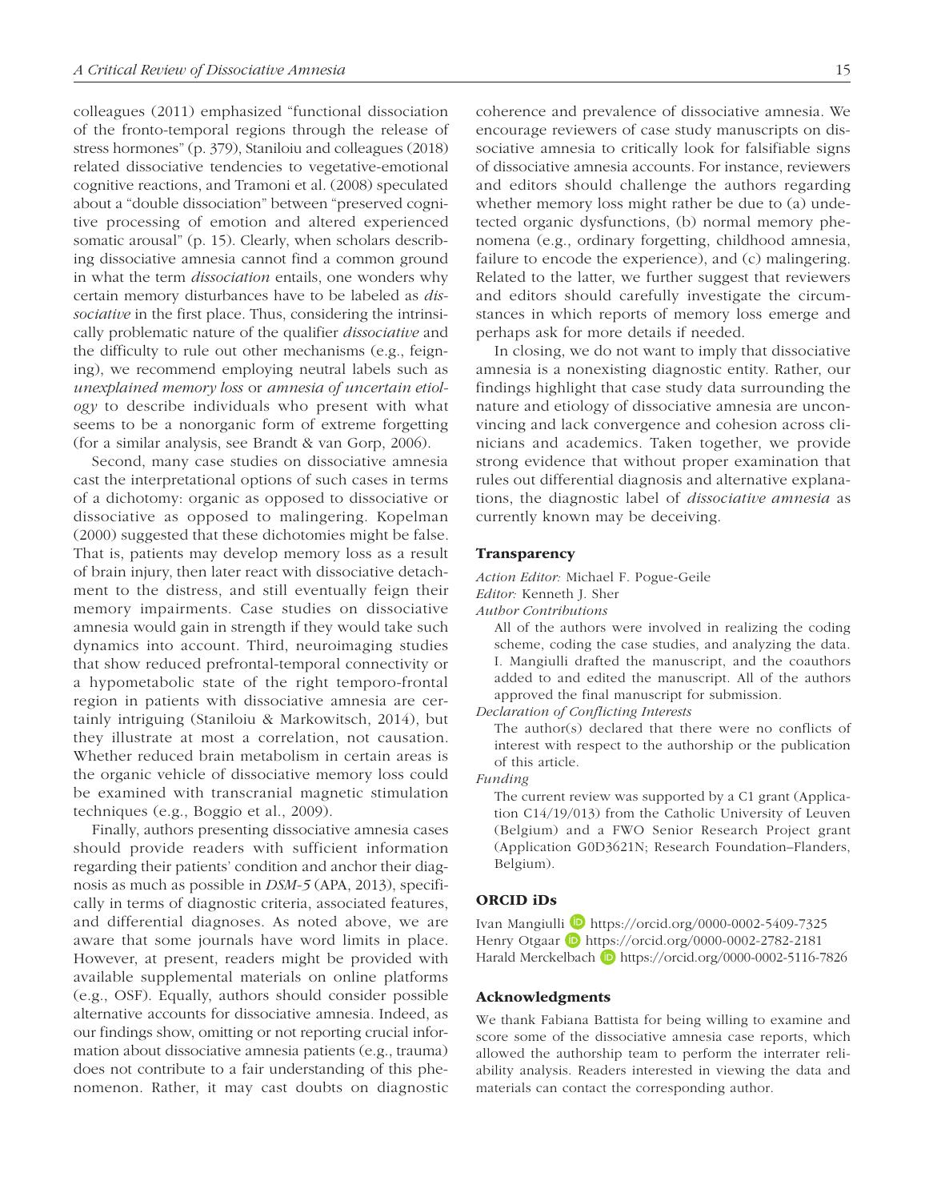colleagues (2011) emphasized "functional dissociation of the fronto-temporal regions through the release of stress hormones" (p. 379), Staniloiu and colleagues (2018) related dissociative tendencies to vegetative-emotional cognitive reactions, and Tramoni et al. (2008) speculated about a "double dissociation" between "preserved cognitive processing of emotion and altered experienced somatic arousal" (p. 15). Clearly, when scholars describing dissociative amnesia cannot find a common ground in what the term *dissociation* entails, one wonders why certain memory disturbances have to be labeled as *dissociative* in the first place. Thus, considering the intrinsically problematic nature of the qualifier *dissociative* and the difficulty to rule out other mechanisms (e.g., feigning), we recommend employing neutral labels such as *unexplained memory loss* or *amnesia of uncertain etiology* to describe individuals who present with what seems to be a nonorganic form of extreme forgetting (for a similar analysis, see Brandt & van Gorp, 2006).

Second, many case studies on dissociative amnesia cast the interpretational options of such cases in terms of a dichotomy: organic as opposed to dissociative or dissociative as opposed to malingering. Kopelman (2000) suggested that these dichotomies might be false. That is, patients may develop memory loss as a result of brain injury, then later react with dissociative detachment to the distress, and still eventually feign their memory impairments. Case studies on dissociative amnesia would gain in strength if they would take such dynamics into account. Third, neuroimaging studies that show reduced prefrontal-temporal connectivity or a hypometabolic state of the right temporo-frontal region in patients with dissociative amnesia are certainly intriguing (Staniloiu & Markowitsch, 2014), but they illustrate at most a correlation, not causation. Whether reduced brain metabolism in certain areas is the organic vehicle of dissociative memory loss could be examined with transcranial magnetic stimulation techniques (e.g., Boggio et al., 2009).

Finally, authors presenting dissociative amnesia cases should provide readers with sufficient information regarding their patients' condition and anchor their diagnosis as much as possible in *DSM-5* (APA, 2013), specifically in terms of diagnostic criteria, associated features, and differential diagnoses. As noted above, we are aware that some journals have word limits in place. However, at present, readers might be provided with available supplemental materials on online platforms (e.g., OSF). Equally, authors should consider possible alternative accounts for dissociative amnesia. Indeed, as our findings show, omitting or not reporting crucial information about dissociative amnesia patients (e.g., trauma) does not contribute to a fair understanding of this phenomenon. Rather, it may cast doubts on diagnostic coherence and prevalence of dissociative amnesia. We encourage reviewers of case study manuscripts on dissociative amnesia to critically look for falsifiable signs of dissociative amnesia accounts. For instance, reviewers and editors should challenge the authors regarding whether memory loss might rather be due to (a) undetected organic dysfunctions, (b) normal memory phenomena (e.g., ordinary forgetting, childhood amnesia, failure to encode the experience), and (c) malingering. Related to the latter, we further suggest that reviewers and editors should carefully investigate the circumstances in which reports of memory loss emerge and perhaps ask for more details if needed.

In closing, we do not want to imply that dissociative amnesia is a nonexisting diagnostic entity. Rather, our findings highlight that case study data surrounding the nature and etiology of dissociative amnesia are unconvincing and lack convergence and cohesion across clinicians and academics. Taken together, we provide strong evidence that without proper examination that rules out differential diagnosis and alternative explanations, the diagnostic label of *dissociative amnesia* as currently known may be deceiving.

### Transparency

*Action Editor:* Michael F. Pogue-Geile

*Editor:* Kenneth J. Sher

*Author Contributions*

All of the authors were involved in realizing the coding scheme, coding the case studies, and analyzing the data. I. Mangiulli drafted the manuscript, and the coauthors added to and edited the manuscript. All of the authors approved the final manuscript for submission.

*Declaration of Conflicting Interests*

The author(s) declared that there were no conflicts of interest with respect to the authorship or the publication of this article.

*Funding*

The current review was supported by a C1 grant (Application C14/19/013) from the Catholic University of Leuven (Belgium) and a FWO Senior Research Project grant (Application G0D3621N; Research Foundation–Flanders, Belgium).

### ORCID iDs

Ivan Mangiulli https://orcid.org/0000-0002-5409-7325
Henry Otgaar https://orcid.org/0000-0002-2782-2181
Harald Merckelbach https://orcid.org/0000-0002-5116-7826

### Acknowledgments

We thank Fabiana Battista for being willing to examine and score some of the dissociative amnesia case reports, which allowed the authorship team to perform the interrater reliability analysis. Readers interested in viewing the data and materials can contact the corresponding author.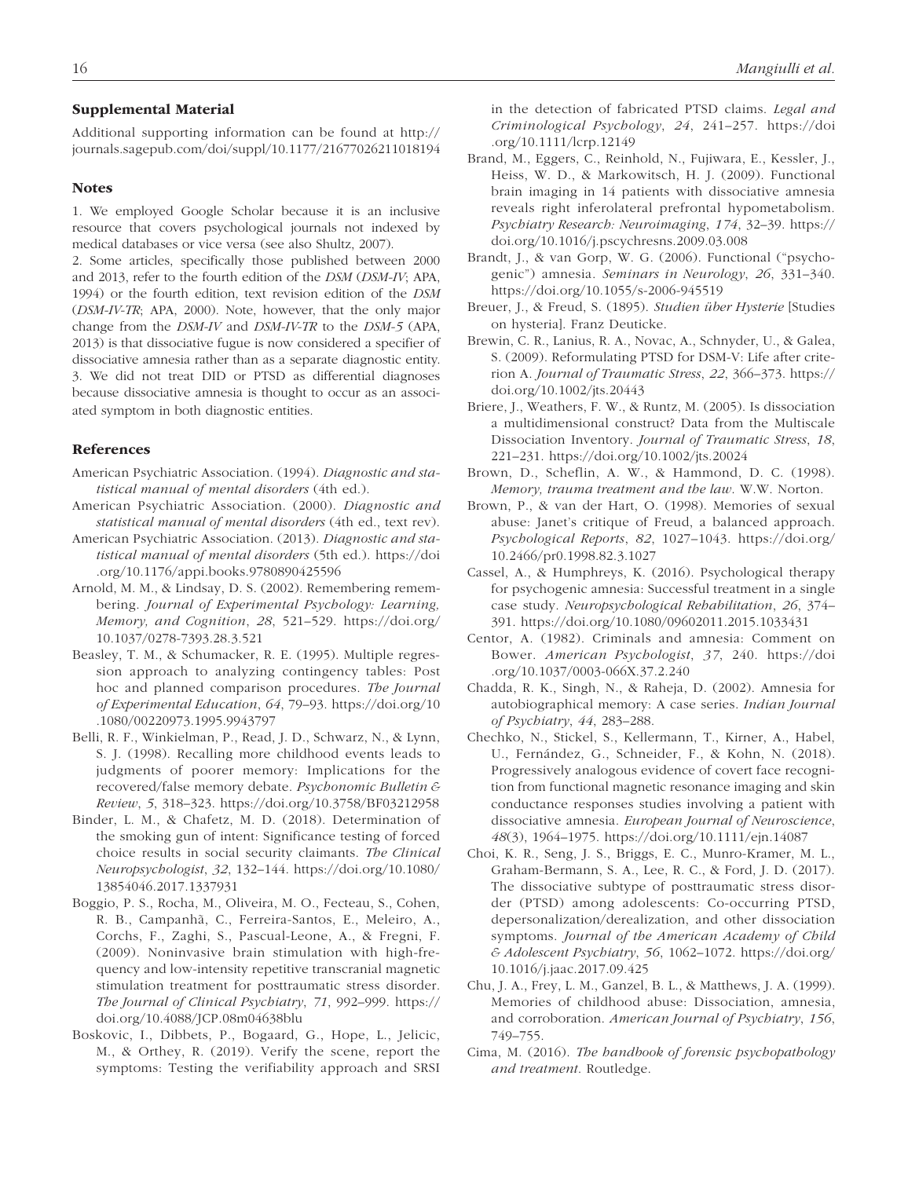## Supplemental Material

Additional supporting information can be found at http://journals.sagepub.com/doi/suppl/10.1177/21677026211018194

## Notes

1. We employed Google Scholar because it is an inclusive resource that covers psychological journals not indexed by medical databases or vice versa (see also Shultz, 2007).
2. Some articles, specifically those published between 2000 and 2013, refer to the fourth edition of the *DSM* (*DSM-IV*; APA, 1994) or the fourth edition, text revision edition of the *DSM* (*DSM-IV-TR*; APA, 2000). Note, however, that the only major change from the *DSM-IV* and *DSM-IV-TR* to the *DSM-5* (APA, 2013) is that dissociative fugue is now considered a specifier of dissociative amnesia rather than as a separate diagnostic entity.
3. We did not treat DID or PTSD as differential diagnoses because dissociative amnesia is thought to occur as an associated symptom in both diagnostic entities.

## References

American Psychiatric Association. (1994). *Diagnostic and statistical manual of mental disorders* (4th ed.).

American Psychiatric Association. (2000). *Diagnostic and statistical manual of mental disorders* (4th ed., text rev).

American Psychiatric Association. (2013). *Diagnostic and statistical manual of mental disorders* (5th ed.). https://doi.org/10.1176/appi.books.9780890425596

Arnold, M. M., & Lindsay, D. S. (2002). Remembering remembering. *Journal of Experimental Psychology: Learning, Memory, and Cognition*, *28*, 521–529. https://doi.org/10.1037/0278-7393.28.3.521

Beasley, T. M., & Schumacker, R. E. (1995). Multiple regression approach to analyzing contingency tables: Post hoc and planned comparison procedures. *The Journal of Experimental Education*, *64*, 79–93. https://doi.org/10.1080/00220973.1995.9943797

Belli, R. F., Winkielman, P., Read, J. D., Schwarz, N., & Lynn, S. J. (1998). Recalling more childhood events leads to judgments of poorer memory: Implications for the recovered/false memory debate. *Psychonomic Bulletin & Review*, *5*, 318–323. https://doi.org/10.3758/BF03212958

Binder, L. M., & Chafetz, M. D. (2018). Determination of the smoking gun of intent: Significance testing of forced choice results in social security claimants. *The Clinical Neuropsychologist*, *32*, 132–144. https://doi.org/10.1080/13854046.2017.1337931

Boggio, P. S., Rocha, M., Oliveira, M. O., Fecteau, S., Cohen, R. B., Campanhã, C., Ferreira-Santos, E., Meleiro, A., Corchs, F., Zaghi, S., Pascual-Leone, A., & Fregni, F. (2009). Noninvasive brain stimulation with high-frequency and low-intensity repetitive transcranial magnetic stimulation treatment for posttraumatic stress disorder. *The Journal of Clinical Psychiatry*, *71*, 992–999. https://doi.org/10.4088/JCP.08m04638blu

Boskovic, I., Dibbets, P., Bogaard, G., Hope, L., Jelicic, M., & Orthey, R. (2019). Verify the scene, report the symptoms: Testing the verifiability approach and SRSI in the detection of fabricated PTSD claims. *Legal and Criminological Psychology*, *24*, 241–257. https://doi.org/10.1111/lcrp.12149

Brand, M., Eggers, C., Reinhold, N., Fujiwara, E., Kessler, J., Heiss, W. D., & Markowitsch, H. J. (2009). Functional brain imaging in 14 patients with dissociative amnesia reveals right inferolateral prefrontal hypometabolism. *Psychiatry Research: Neuroimaging*, *174*, 32–39. https://doi.org/10.1016/j.pscychresns.2009.03.008

Brandt, J., & van Gorp, W. G. (2006). Functional ("psychogenic") amnesia. *Seminars in Neurology*, *26*, 331–340. https://doi.org/10.1055/s-2006-945519

Breuer, J., & Freud, S. (1895). *Studien über Hysterie* [Studies on hysteria]. Franz Deuticke.

Brewin, C. R., Lanius, R. A., Novac, A., Schnyder, U., & Galea, S. (2009). Reformulating PTSD for DSM-V: Life after criterion A. *Journal of Traumatic Stress*, *22*, 366–373. https://doi.org/10.1002/jts.20443

Briere, J., Weathers, F. W., & Runtz, M. (2005). Is dissociation a multidimensional construct? Data from the Multiscale Dissociation Inventory. *Journal of Traumatic Stress*, *18*, 221–231. https://doi.org/10.1002/jts.20024

Brown, D., Scheflin, A. W., & Hammond, D. C. (1998). *Memory, trauma treatment and the law*. W.W. Norton.

Brown, P., & van der Hart, O. (1998). Memories of sexual abuse: Janet's critique of Freud, a balanced approach. *Psychological Reports*, *82*, 1027–1043. https://doi.org/10.2466/pr0.1998.82.3.1027

Cassel, A., & Humphreys, K. (2016). Psychological therapy for psychogenic amnesia: Successful treatment in a single case study. *Neuropsychological Rehabilitation*, *26*, 374–391. https://doi.org/10.1080/09602011.2015.1033431

Centor, A. (1982). Criminals and amnesia: Comment on Bower. *American Psychologist*, *37*, 240. https://doi.org/10.1037/0003-066X.37.2.240

Chadda, R. K., Singh, N., & Raheja, D. (2002). Amnesia for autobiographical memory: A case series. *Indian Journal of Psychiatry*, *44*, 283–288.

Chechko, N., Stickel, S., Kellermann, T., Kirner, A., Habel, U., Fernández, G., Schneider, F., & Kohn, N. (2018). Progressively analogous evidence of covert face recognition from functional magnetic resonance imaging and skin conductance responses studies involving a patient with dissociative amnesia. *European Journal of Neuroscience*, *48*(3), 1964–1975. https://doi.org/10.1111/ejn.14087

Choi, K. R., Seng, J. S., Briggs, E. C., Munro-Kramer, M. L., Graham-Bermann, S. A., Lee, R. C., & Ford, J. D. (2017). The dissociative subtype of posttraumatic stress disorder (PTSD) among adolescents: Co-occurring PTSD, depersonalization/derealization, and other dissociation symptoms. *Journal of the American Academy of Child & Adolescent Psychiatry*, *56*, 1062–1072. https://doi.org/10.1016/j.jaac.2017.09.425

Chu, J. A., Frey, L. M., Ganzel, B. L., & Matthews, J. A. (1999). Memories of childhood abuse: Dissociation, amnesia, and corroboration. *American Journal of Psychiatry*, *156*, 749–755.

Cima, M. (2016). *The handbook of forensic psychopathology and treatment*. Routledge.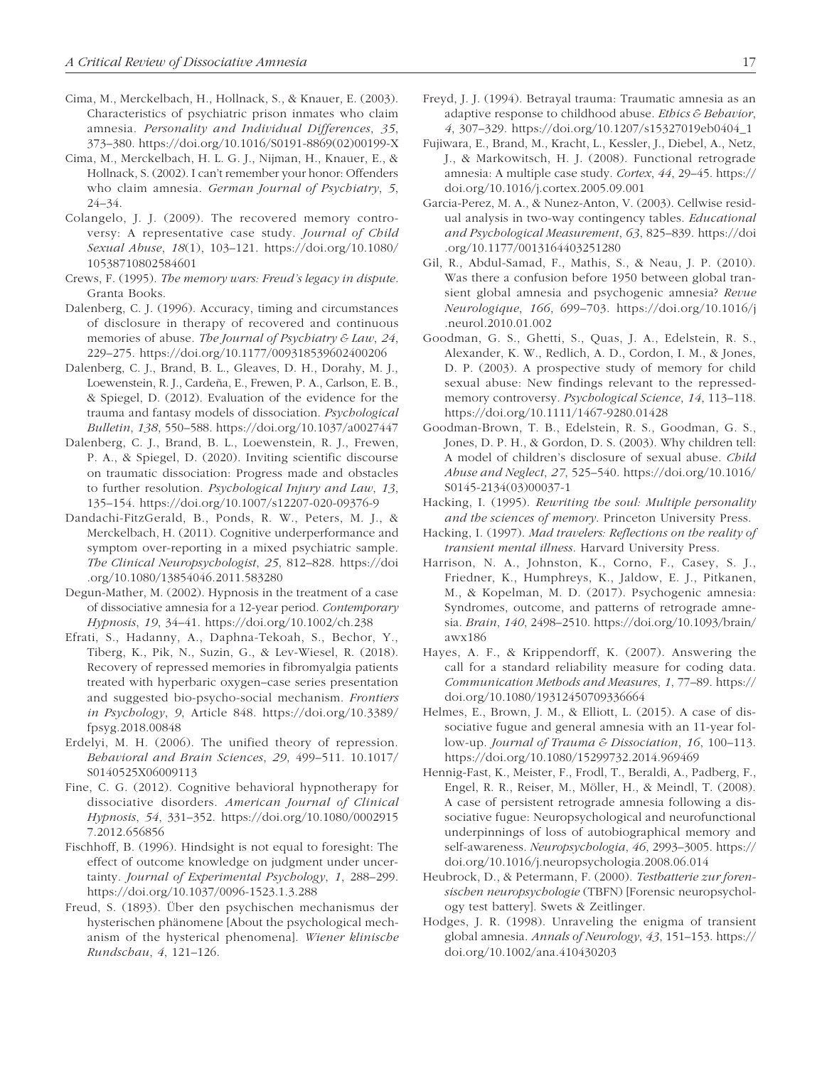Cima, M., Merckelbach, H., Hollnack, S., & Knauer, E. (2003). Characteristics of psychiatric prison inmates who claim amnesia. *Personality and Individual Differences*, *35*, 373–380. https://doi.org/10.1016/S0191-8869(02)00199-X

Cima, M., Merckelbach, H. L. G. J., Nijman, H., Knauer, E., & Hollnack, S. (2002). I can't remember your honor: Offenders who claim amnesia. *German Journal of Psychiatry*, *5*, 24–34.

Colangelo, J. J. (2009). The recovered memory controversy: A representative case study. *Journal of Child Sexual Abuse*, *18*(1), 103–121. https://doi.org/10.1080/10538710802584601

Crews, F. (1995). *The memory wars: Freud's legacy in dispute*. Granta Books.

Dalenberg, C. J. (1996). Accuracy, timing and circumstances of disclosure in therapy of recovered and continuous memories of abuse. *The Journal of Psychiatry & Law*, *24*, 229–275. https://doi.org/10.1177/009318539602400206

Dalenberg, C. J., Brand, B. L., Gleaves, D. H., Dorahy, M. J., Loewenstein, R. J., Cardeña, E., Frewen, P. A., Carlson, E. B., & Spiegel, D. (2012). Evaluation of the evidence for the trauma and fantasy models of dissociation. *Psychological Bulletin*, *138*, 550–588. https://doi.org/10.1037/a0027447

Dalenberg, C. J., Brand, B. L., Loewenstein, R. J., Frewen, P. A., & Spiegel, D. (2020). Inviting scientific discourse on traumatic dissociation: Progress made and obstacles to further resolution. *Psychological Injury and Law*, *13*, 135–154. https://doi.org/10.1007/s12207-020-09376-9

Dandachi-FitzGerald, B., Ponds, R. W., Peters, M. J., & Merckelbach, H. (2011). Cognitive underperformance and symptom over-reporting in a mixed psychiatric sample. *The Clinical Neuropsychologist*, *25*, 812–828. https://doi.org/10.1080/13854046.2011.583280

Degun-Mather, M. (2002). Hypnosis in the treatment of a case of dissociative amnesia for a 12-year period. *Contemporary Hypnosis*, *19*, 34–41. https://doi.org/10.1002/ch.238

Efrati, S., Hadanny, A., Daphna-Tekoah, S., Bechor, Y., Tiberg, K., Pik, N., Suzin, G., & Lev-Wiesel, R. (2018). Recovery of repressed memories in fibromyalgia patients treated with hyperbaric oxygen–case series presentation and suggested bio-psycho-social mechanism. *Frontiers in Psychology*, *9*, Article 848. https://doi.org/10.3389/fpsyg.2018.00848

Erdelyi, M. H. (2006). The unified theory of repression. *Behavioral and Brain Sciences*, *29*, 499–511. 10.1017/S0140525X06009113

Fine, C. G. (2012). Cognitive behavioral hypnotherapy for dissociative disorders. *American Journal of Clinical Hypnosis*, *54,* 331–352. https://doi.org/10.1080/00029157.2012.656856

Fischhoff, B. (1996). Hindsight is not equal to foresight: The effect of outcome knowledge on judgment under uncertainty. *Journal of Experimental Psychology*, *1*, 288–299. https://doi.org/10.1037/0096-1523.1.3.288

Freud, S. (1893). Über den psychischen mechanismus der hysterischen phänomene [About the psychological mechanism of the hysterical phenomena]. *Wiener klinische Rundschau*, *4*, 121–126.

Freyd, J. J. (1994). Betrayal trauma: Traumatic amnesia as an adaptive response to childhood abuse. *Ethics & Behavior*, *4*, 307–329. https://doi.org/10.1207/s15327019eb0404_1

Fujiwara, E., Brand, M., Kracht, L., Kessler, J., Diebel, A., Netz, J., & Markowitsch, H. J. (2008). Functional retrograde amnesia: A multiple case study. *Cortex*, *44*, 29–45. https://doi.org/10.1016/j.cortex.2005.09.001

Garcia-Perez, M. A., & Nunez-Anton, V. (2003). Cellwise residual analysis in two-way contingency tables. *Educational and Psychological Measurement*, *63*, 825–839. https://doi.org/10.1177/0013164403251280

Gil, R., Abdul-Samad, F., Mathis, S., & Neau, J. P. (2010). Was there a confusion before 1950 between global transient global amnesia and psychogenic amnesia? *Revue Neurologique*, *166*, 699–703. https://doi.org/10.1016/j.neurol.2010.01.002

Goodman, G. S., Ghetti, S., Quas, J. A., Edelstein, R. S., Alexander, K. W., Redlich, A. D., Cordon, I. M., & Jones, D. P. (2003). A prospective study of memory for child sexual abuse: New findings relevant to the repressed-memory controversy. *Psychological Science*, *14*, 113–118. https://doi.org/10.1111/1467-9280.01428

Goodman-Brown, T. B., Edelstein, R. S., Goodman, G. S., Jones, D. P. H., & Gordon, D. S. (2003). Why children tell: A model of children's disclosure of sexual abuse. *Child Abuse and Neglect*, *27*, 525–540. https://doi.org/10.1016/S0145-2134(03)00037-1

Hacking, I. (1995). *Rewriting the soul: Multiple personality and the sciences of memory*. Princeton University Press.

Hacking, I. (1997). *Mad travelers: Reflections on the reality of transient mental illness*. Harvard University Press.

Harrison, N. A., Johnston, K., Corno, F., Casey, S. J., Friedner, K., Humphreys, K., Jaldow, E. J., Pitkanen, M., & Kopelman, M. D. (2017). Psychogenic amnesia: Syndromes, outcome, and patterns of retrograde amnesia. *Brain*, *140*, 2498–2510. https://doi.org/10.1093/brain/awx186

Hayes, A. F., & Krippendorff, K. (2007). Answering the call for a standard reliability measure for coding data. *Communication Methods and Measures*, *1*, 77–89. https://doi.org/10.1080/19312450709336664

Helmes, E., Brown, J. M., & Elliott, L. (2015). A case of dissociative fugue and general amnesia with an 11-year follow-up. *Journal of Trauma & Dissociation*, *16*, 100–113. https://doi.org/10.1080/15299732.2014.969469

Hennig-Fast, K., Meister, F., Frodl, T., Beraldi, A., Padberg, F., Engel, R. R., Reiser, M., Möller, H., & Meindl, T. (2008). A case of persistent retrograde amnesia following a dissociative fugue: Neuropsychological and neurofunctional underpinnings of loss of autobiographical memory and self-awareness. *Neuropsychologia*, *46*, 2993–3005. https://doi.org/10.1016/j.neuropsychologia.2008.06.014

Heubrock, D., & Petermann, F. (2000). *Testbatterie zur forensischen neuropsychologie* (TBFN) [Forensic neuropsychology test battery]. Swets & Zeitlinger.

Hodges, J. R. (1998). Unraveling the enigma of transient global amnesia. *Annals of Neurology*, *43*, 151–153. https://doi.org/10.1002/ana.410430203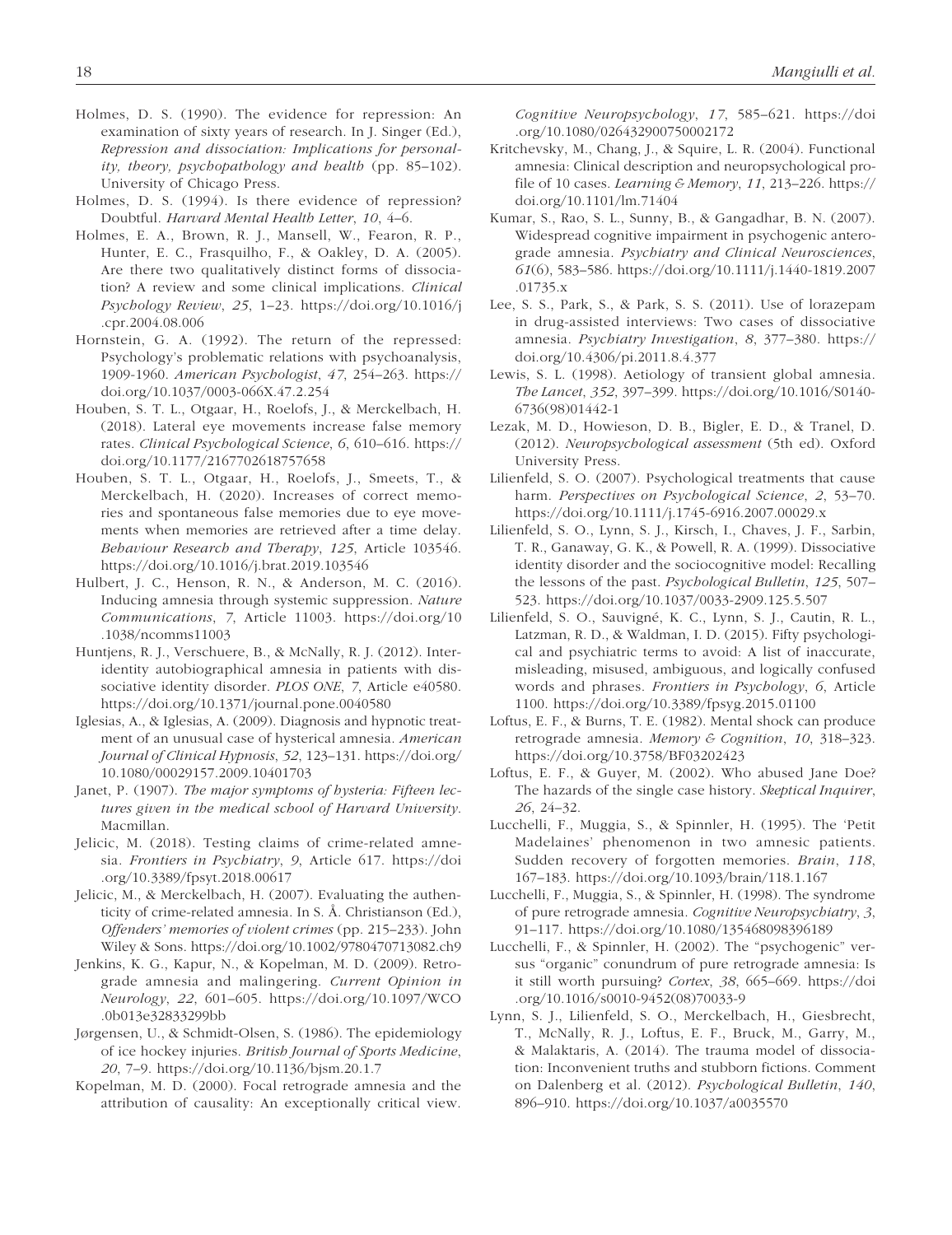Holmes, D. S. (1990). The evidence for repression: An examination of sixty years of research. In J. Singer (Ed.), *Repression and dissociation: Implications for personality, theory, psychopathology and health* (pp. 85–102). University of Chicago Press.

Holmes, D. S. (1994). Is there evidence of repression? Doubtful. *Harvard Mental Health Letter*, *10*, 4–6.

Holmes, E. A., Brown, R. J., Mansell, W., Fearon, R. P., Hunter, E. C., Frasquilho, F., & Oakley, D. A. (2005). Are there two qualitatively distinct forms of dissociation? A review and some clinical implications. *Clinical Psychology Review*, *25*, 1–23. https://doi.org/10.1016/j.cpr.2004.08.006

Hornstein, G. A. (1992). The return of the repressed: Psychology's problematic relations with psychoanalysis, 1909-1960. *American Psychologist*, *47*, 254–263. https://doi.org/10.1037/0003-066X.47.2.254

Houben, S. T. L., Otgaar, H., Roelofs, J., & Merckelbach, H. (2018). Lateral eye movements increase false memory rates. *Clinical Psychological Science*, *6*, 610–616. https://doi.org/10.1177/2167702618757658

Houben, S. T. L., Otgaar, H., Roelofs, J., Smeets, T., & Merckelbach, H. (2020). Increases of correct memories and spontaneous false memories due to eye movements when memories are retrieved after a time delay. *Behaviour Research and Therapy*, *125*, Article 103546. https://doi.org/10.1016/j.brat.2019.103546

Hulbert, J. C., Henson, R. N., & Anderson, M. C. (2016). Inducing amnesia through systemic suppression. *Nature Communications*, *7*, Article 11003. https://doi.org/10.1038/ncomms11003

Huntjens, R. J., Verschuere, B., & McNally, R. J. (2012). Inter-identity autobiographical amnesia in patients with dissociative identity disorder. *PLOS ONE*, *7*, Article e40580. https://doi.org/10.1371/journal.pone.0040580

Iglesias, A., & Iglesias, A. (2009). Diagnosis and hypnotic treatment of an unusual case of hysterical amnesia. *American Journal of Clinical Hypnosis*, *52*, 123–131. https://doi.org/10.1080/00029157.2009.10401703

Janet, P. (1907). *The major symptoms of hysteria: Fifteen lectures given in the medical school of Harvard University*. Macmillan.

Jelicic, M. (2018). Testing claims of crime-related amnesia. *Frontiers in Psychiatry*, *9*, Article 617. https://doi.org/10.3389/fpsyt.2018.00617

Jelicic, M., & Merckelbach, H. (2007). Evaluating the authenticity of crime-related amnesia. In S. Å. Christianson (Ed.), *Offenders' memories of violent crimes* (pp. 215–233). John Wiley & Sons. https://doi.org/10.1002/9780470713082.ch9

Jenkins, K. G., Kapur, N., & Kopelman, M. D. (2009). Retrograde amnesia and malingering. *Current Opinion in Neurology*, *22*, 601–605. https://doi.org/10.1097/WCO.0b013e32833299bb

Jørgensen, U., & Schmidt-Olsen, S. (1986). The epidemiology of ice hockey injuries. *British Journal of Sports Medicine*, *20*, 7–9. https://doi.org/10.1136/bjsm.20.1.7

Kopelman, M. D. (2000). Focal retrograde amnesia and the attribution of causality: An exceptionally critical view. *Cognitive Neuropsychology*, *17*, 585–621. https://doi.org/10.1080/026432900750002172

Kritchevsky, M., Chang, J., & Squire, L. R. (2004). Functional amnesia: Clinical description and neuropsychological profile of 10 cases. *Learning & Memory*, *11*, 213–226. https://doi.org/10.1101/lm.71404

Kumar, S., Rao, S. L., Sunny, B., & Gangadhar, B. N. (2007). Widespread cognitive impairment in psychogenic anterograde amnesia. *Psychiatry and Clinical Neurosciences*, *61*(6), 583–586. https://doi.org/10.1111/j.1440-1819.2007.01735.x

Lee, S. S., Park, S., & Park, S. S. (2011). Use of lorazepam in drug-assisted interviews: Two cases of dissociative amnesia. *Psychiatry Investigation*, *8*, 377–380. https://doi.org/10.4306/pi.2011.8.4.377

Lewis, S. L. (1998). Aetiology of transient global amnesia. *The Lancet*, *352*, 397–399. https://doi.org/10.1016/S0140-6736(98)01442-1

Lezak, M. D., Howieson, D. B., Bigler, E. D., & Tranel, D. (2012). *Neuropsychological assessment* (5th ed). Oxford University Press.

Lilienfeld, S. O. (2007). Psychological treatments that cause harm. *Perspectives on Psychological Science*, *2*, 53–70. https://doi.org/10.1111/j.1745-6916.2007.00029.x

Lilienfeld, S. O., Lynn, S. J., Kirsch, I., Chaves, J. F., Sarbin, T. R., Ganaway, G. K., & Powell, R. A. (1999). Dissociative identity disorder and the sociocognitive model: Recalling the lessons of the past. *Psychological Bulletin*, *125*, 507–523. https://doi.org/10.1037/0033-2909.125.5.507

Lilienfeld, S. O., Sauvigné, K. C., Lynn, S. J., Cautin, R. L., Latzman, R. D., & Waldman, I. D. (2015). Fifty psychological and psychiatric terms to avoid: A list of inaccurate, misleading, misused, ambiguous, and logically confused words and phrases. *Frontiers in Psychology*, *6*, Article 1100. https://doi.org/10.3389/fpsyg.2015.01100

Loftus, E. F., & Burns, T. E. (1982). Mental shock can produce retrograde amnesia. *Memory & Cognition*, *10*, 318–323. https://doi.org/10.3758/BF03202423

Loftus, E. F., & Guyer, M. (2002). Who abused Jane Doe? The hazards of the single case history. *Skeptical Inquirer*, *26*, 24–32.

Lucchelli, F., Muggia, S., & Spinnler, H. (1995). The 'Petit Madelaines' phenomenon in two amnesic patients. Sudden recovery of forgotten memories. *Brain*, *118*, 167–183. https://doi.org/10.1093/brain/118.1.167

Lucchelli, F., Muggia, S., & Spinnler, H. (1998). The syndrome of pure retrograde amnesia. *Cognitive Neuropsychiatry*, *3*, 91–117. https://doi.org/10.1080/135468098396189

Lucchelli, F., & Spinnler, H. (2002). The "psychogenic" versus "organic" conundrum of pure retrograde amnesia: Is it still worth pursuing? *Cortex*, *38*, 665–669. https://doi.org/10.1016/s0010-9452(08)70033-9

Lynn, S. J., Lilienfeld, S. O., Merckelbach, H., Giesbrecht, T., McNally, R. J., Loftus, E. F., Bruck, M., Garry, M., & Malaktaris, A. (2014). The trauma model of dissociation: Inconvenient truths and stubborn fictions. Comment on Dalenberg et al. (2012). *Psychological Bulletin*, *140*, 896–910. https://doi.org/10.1037/a0035570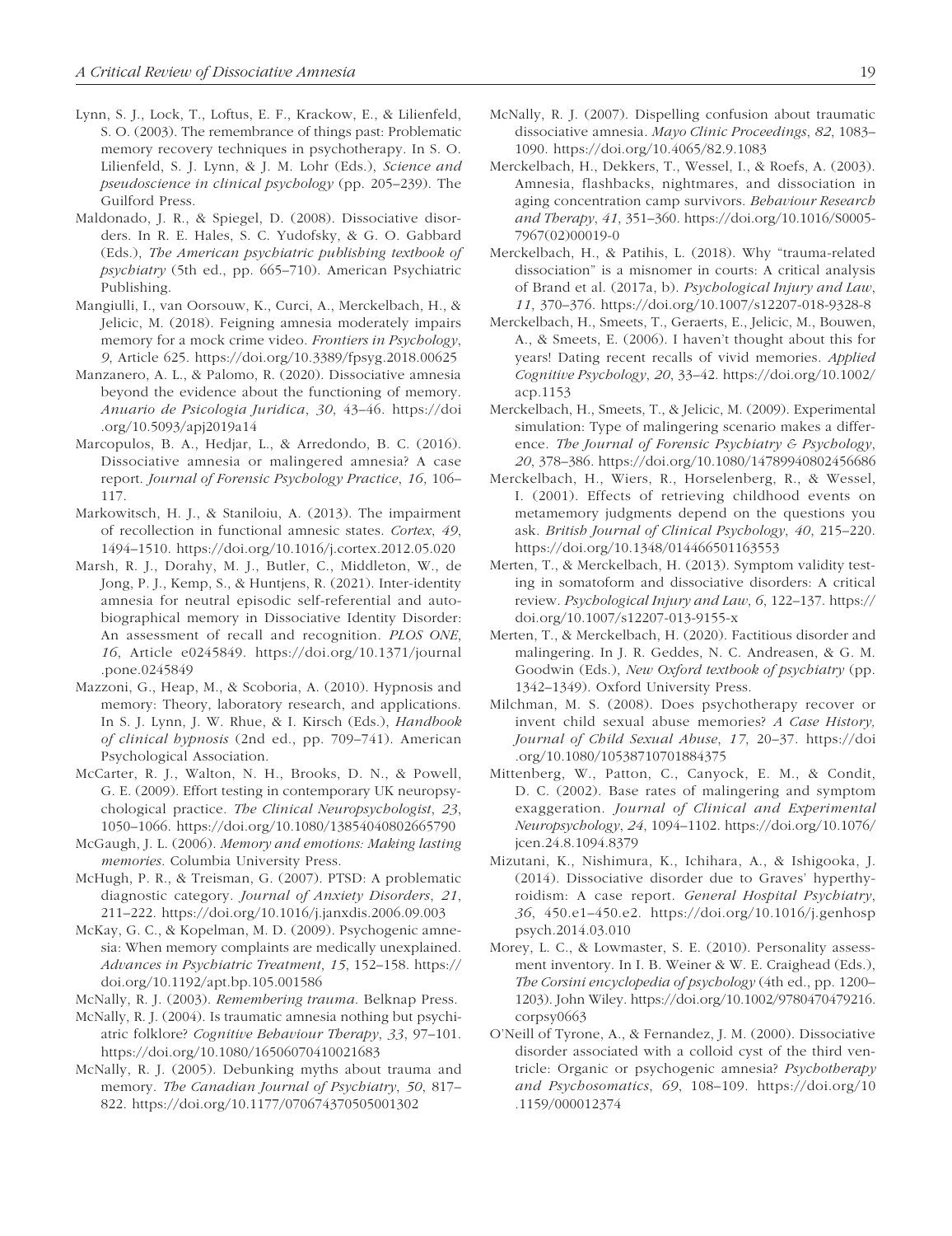Lynn, S. J., Lock, T., Loftus, E. F., Krackow, E., & Lilienfeld, S. O. (2003). The remembrance of things past: Problematic memory recovery techniques in psychotherapy. In S. O. Lilienfeld, S. J. Lynn, & J. M. Lohr (Eds.), *Science and pseudoscience in clinical psychology* (pp. 205–239). The Guilford Press.

Maldonado, J. R., & Spiegel, D. (2008). Dissociative disorders. In R. E. Hales, S. C. Yudofsky, & G. O. Gabbard (Eds.), *The American psychiatric publishing textbook of psychiatry* (5th ed., pp. 665–710). American Psychiatric Publishing.

Mangiulli, I., van Oorsouw, K., Curci, A., Merckelbach, H., & Jelicic, M. (2018). Feigning amnesia moderately impairs memory for a mock crime video. *Frontiers in Psychology*, *9*, Article 625. https://doi.org/10.3389/fpsyg.2018.00625

Manzanero, A. L., & Palomo, R. (2020). Dissociative amnesia beyond the evidence about the functioning of memory. *Anuario de Psicologia Juridica*, *30*, 43–46. https://doi.org/10.5093/apj2019a14

Marcopulos, B. A., Hedjar, L., & Arredondo, B. C. (2016). Dissociative amnesia or malingered amnesia? A case report. *Journal of Forensic Psychology Practice*, *16*, 106–117.

Markowitsch, H. J., & Staniloiu, A. (2013). The impairment of recollection in functional amnesic states. *Cortex*, *49*, 1494–1510. https://doi.org/10.1016/j.cortex.2012.05.020

Marsh, R. J., Dorahy, M. J., Butler, C., Middleton, W., de Jong, P. J., Kemp, S., & Huntjens, R. (2021). Inter-identity amnesia for neutral episodic self-referential and autobiographical memory in Dissociative Identity Disorder: An assessment of recall and recognition. *PLOS ONE*, *16*, Article e0245849. https://doi.org/10.1371/journal.pone.0245849

Mazzoni, G., Heap, M., & Scoboria, A. (2010). Hypnosis and memory: Theory, laboratory research, and applications. In S. J. Lynn, J. W. Rhue, & I. Kirsch (Eds.), *Handbook of clinical hypnosis* (2nd ed., pp. 709–741). American Psychological Association.

McCarter, R. J., Walton, N. H., Brooks, D. N., & Powell, G. E. (2009). Effort testing in contemporary UK neuropsychological practice. *The Clinical Neuropsychologist*, *23*, 1050–1066. https://doi.org/10.1080/13854040802665790

McGaugh, J. L. (2006). *Memory and emotions: Making lasting memories*. Columbia University Press.

McHugh, P. R., & Treisman, G. (2007). PTSD: A problematic diagnostic category. *Journal of Anxiety Disorders*, *21*, 211–222. https://doi.org/10.1016/j.janxdis.2006.09.003

McKay, G. C., & Kopelman, M. D. (2009). Psychogenic amnesia: When memory complaints are medically unexplained. *Advances in Psychiatric Treatment*, *15*, 152–158. https://doi.org/10.1192/apt.bp.105.001586

McNally, R. J. (2003). *Remembering trauma*. Belknap Press.

McNally, R. J. (2004). Is traumatic amnesia nothing but psychiatric folklore? *Cognitive Behaviour Therapy*, *33*, 97–101. https://doi.org/10.1080/16506070410021683

McNally, R. J. (2005). Debunking myths about trauma and memory. *The Canadian Journal of Psychiatry*, *50*, 817–822. https://doi.org/10.1177/070674370505001302

McNally, R. J. (2007). Dispelling confusion about traumatic dissociative amnesia. *Mayo Clinic Proceedings*, *82*, 1083–1090. https://doi.org/10.4065/82.9.1083

Merckelbach, H., Dekkers, T., Wessel, I., & Roefs, A. (2003). Amnesia, flashbacks, nightmares, and dissociation in aging concentration camp survivors. *Behaviour Research and Therapy*, *41*, 351–360. https://doi.org/10.1016/S0005-7967(02)00019-0

Merckelbach, H., & Patihis, L. (2018). Why "trauma-related dissociation" is a misnomer in courts: A critical analysis of Brand et al. (2017a, b). *Psychological Injury and Law*, *11*, 370–376. https://doi.org/10.1007/s12207-018-9328-8

Merckelbach, H., Smeets, T., Geraerts, E., Jelicic, M., Bouwen, A., & Smeets, E. (2006). I haven't thought about this for years! Dating recent recalls of vivid memories. *Applied Cognitive Psychology*, *20*, 33–42. https://doi.org/10.1002/acp.1153

Merckelbach, H., Smeets, T., & Jelicic, M. (2009). Experimental simulation: Type of malingering scenario makes a difference. *The Journal of Forensic Psychiatry & Psychology*, *20*, 378–386. https://doi.org/10.1080/14789940802456686

Merckelbach, H., Wiers, R., Horselenberg, R., & Wessel, I. (2001). Effects of retrieving childhood events on metamemory judgments depend on the questions you ask. *British Journal of Clinical Psychology*, *40*, 215–220. https://doi.org/10.1348/014466501163553

Merten, T., & Merckelbach, H. (2013). Symptom validity testing in somatoform and dissociative disorders: A critical review. *Psychological Injury and Law*, *6*, 122–137. https://doi.org/10.1007/s12207-013-9155-x

Merten, T., & Merckelbach, H. (2020). Factitious disorder and malingering. In J. R. Geddes, N. C. Andreasen, & G. M. Goodwin (Eds.), *New Oxford textbook of psychiatry* (pp. 1342–1349). Oxford University Press.

Milchman, M. S. (2008). Does psychotherapy recover or invent child sexual abuse memories? *A Case History, Journal of Child Sexual Abuse*, *17*, 20–37. https://doi.org/10.1080/10538710701884375

Mittenberg, W., Patton, C., Canyock, E. M., & Condit, D. C. (2002). Base rates of malingering and symptom exaggeration. *Journal of Clinical and Experimental Neuropsychology*, *24*, 1094–1102. https://doi.org/10.1076/jcen.24.8.1094.8379

Mizutani, K., Nishimura, K., Ichihara, A., & Ishigooka, J. (2014). Dissociative disorder due to Graves' hyperthyroidism: A case report. *General Hospital Psychiatry*, *36*, 450.e1–450.e2. https://doi.org/10.1016/j.genhosppsych.2014.03.010

Morey, L. C., & Lowmaster, S. E. (2010). Personality assessment inventory. In I. B. Weiner & W. E. Craighead (Eds.), *The Corsini encyclopedia of psychology* (4th ed., pp. 1200–1203). John Wiley. https://doi.org/10.1002/9780470479216.corpsy0663

O'Neill of Tyrone, A., & Fernandez, J. M. (2000). Dissociative disorder associated with a colloid cyst of the third ventricle: Organic or psychogenic amnesia? *Psychotherapy and Psychosomatics*, *69*, 108–109. https://doi.org/10.1159/000012374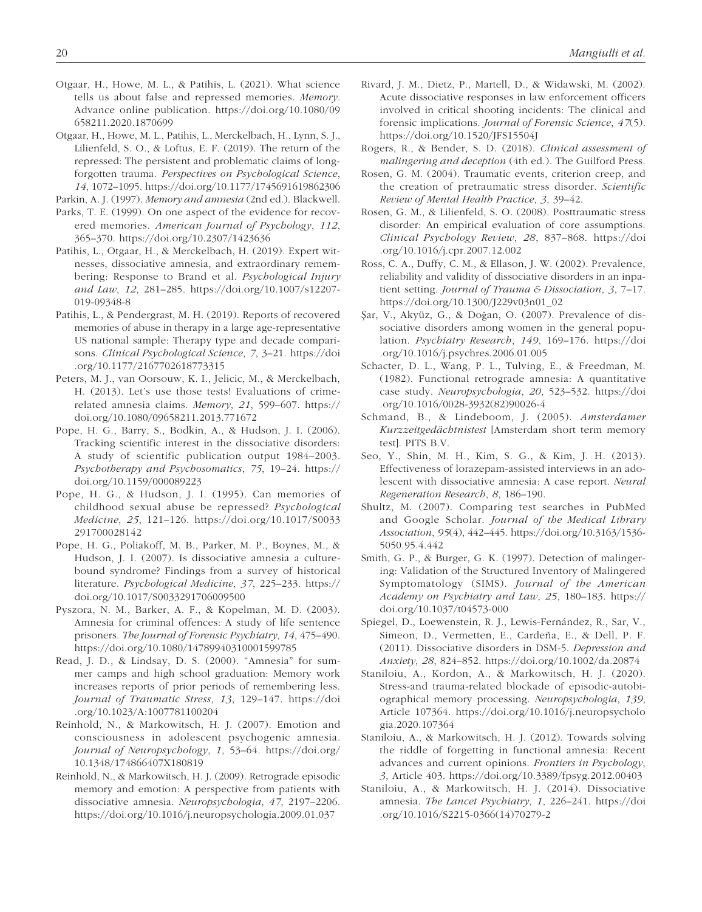Otgaar, H., Howe, M. L., & Patihis, L. (2021). What science tells us about false and repressed memories. *Memory*. Advance online publication. https://doi.org/10.1080/09658211.2020.1870699

Otgaar, H., Howe, M. L., Patihis, L., Merckelbach, H., Lynn, S. J., Lilienfeld, S. O., & Loftus, E. F. (2019). The return of the repressed: The persistent and problematic claims of long-forgotten trauma. *Perspectives on Psychological Science*, *14*, 1072–1095. https://doi.org/10.1177/1745691619862306

Parkin, A. J. (1997). *Memory and amnesia* (2nd ed.). Blackwell.

Parks, T. E. (1999). On one aspect of the evidence for recovered memories. *American Journal of Psychology*, *112*, 365–370. https://doi.org/10.2307/1423636

Patihis, L., Otgaar, H., & Merckelbach, H. (2019). Expert witnesses, dissociative amnesia, and extraordinary remembering: Response to Brand et al. *Psychological Injury and Law*, *12*, 281–285. https://doi.org/10.1007/s12207-019-09348-8

Patihis, L., & Pendergrast, M. H. (2019). Reports of recovered memories of abuse in therapy in a large age-representative US national sample: Therapy type and decade comparisons. *Clinical Psychological Science*, *7*, 3–21. https://doi.org/10.1177/2167702618773315

Peters, M. J., van Oorsouw, K. I., Jelicic, M., & Merckelbach, H. (2013). Let's use those tests! Evaluations of crime-related amnesia claims. *Memory*, *21*, 599–607. https://doi.org/10.1080/09658211.2013.771672

Pope, H. G., Barry, S., Bodkin, A., & Hudson, J. I. (2006). Tracking scientific interest in the dissociative disorders: A study of scientific publication output 1984–2003. *Psychotherapy and Psychosomatics*, *75*, 19–24. https://doi.org/10.1159/000089223

Pope, H. G., & Hudson, J. I. (1995). Can memories of childhood sexual abuse be repressed? *Psychological Medicine*, *25*, 121–126. https://doi.org/10.1017/S0033291700028142

Pope, H. G., Poliakoff, M. B., Parker, M. P., Boynes, M., & Hudson, J. I. (2007). Is dissociative amnesia a culture-bound syndrome? Findings from a survey of historical literature. *Psychological Medicine*, *37*, 225–233. https://doi.org/10.1017/S0033291706009500

Pyszora, N. M., Barker, A. F., & Kopelman, M. D. (2003). Amnesia for criminal offences: A study of life sentence prisoners. *The Journal of Forensic Psychiatry*, *14*, 475–490. https://doi.org/10.1080/14789940310001599785

Read, J. D., & Lindsay, D. S. (2000). "Amnesia" for summer camps and high school graduation: Memory work increases reports of prior periods of remembering less. *Journal of Traumatic Stress*, *13*, 129–147. https://doi.org/10.1023/A:1007781100204

Reinhold, N., & Markowitsch, H. J. (2007). Emotion and consciousness in adolescent psychogenic amnesia. *Journal of Neuropsychology*, *1*, 53–64. https://doi.org/10.1348/174866407X180819

Reinhold, N., & Markowitsch, H. J. (2009). Retrograde episodic memory and emotion: A perspective from patients with dissociative amnesia. *Neuropsychologia*, *47*, 2197–2206. https://doi.org/10.1016/j.neuropsychologia.2009.01.037

Rivard, J. M., Dietz, P., Martell, D., & Widawski, M. (2002). Acute dissociative responses in law enforcement officers involved in critical shooting incidents: The clinical and forensic implications. *Journal of Forensic Science*, *47*(5). https://doi.org/10.1520/JFS15504J

Rogers, R., & Bender, S. D. (2018). *Clinical assessment of malingering and deception* (4th ed.). The Guilford Press.

Rosen, G. M. (2004). Traumatic events, criterion creep, and the creation of pretraumatic stress disorder. *Scientific Review of Mental Health Practice*, *3*, 39–42.

Rosen, G. M., & Lilienfeld, S. O. (2008). Posttraumatic stress disorder: An empirical evaluation of core assumptions. *Clinical Psychology Review*, *28*, 837–868. https://doi.org/10.1016/j.cpr.2007.12.002

Ross, C. A., Duffy, C. M., & Ellason, J. W. (2002). Prevalence, reliability and validity of dissociative disorders in an inpatient setting. *Journal of Trauma & Dissociation*, *3*, 7–17. https://doi.org/10.1300/J229v03n01_02

Şar, V., Akyüz, G., & Doğan, O. (2007). Prevalence of dissociative disorders among women in the general population. *Psychiatry Research*, *149*, 169–176. https://doi.org/10.1016/j.psychres.2006.01.005

Schacter, D. L., Wang, P. L., Tulving, E., & Freedman, M. (1982). Functional retrograde amnesia: A quantitative case study. *Neuropsychologia*, *20*, 523–532. https://doi.org/10.1016/0028-3932(82)90026-4

Schmand, B., & Lindeboom, J. (2005). *Amsterdamer Kurzzeitgedächtnistest* [Amsterdam short term memory test]. PITS B.V.

Seo, Y., Shin, M. H., Kim, S. G., & Kim, J. H. (2013). Effectiveness of lorazepam-assisted interviews in an adolescent with dissociative amnesia: A case report. *Neural Regeneration Research*, *8*, 186–190.

Shultz, M. (2007). Comparing test searches in PubMed and Google Scholar. *Journal of the Medical Library Association*, *95*(4), 442–445. https://doi.org/10.3163/1536-5050.95.4.442

Smith, G. P., & Burger, G. K. (1997). Detection of malingering: Validation of the Structured Inventory of Malingered Symptomatology (SIMS). *Journal of the American Academy on Psychiatry and Law*, *25*, 180–183. https://doi.org/10.1037/t04573-000

Spiegel, D., Loewenstein, R. J., Lewis-Fernández, R., Sar, V., Simeon, D., Vermetten, E., Cardeña, E., & Dell, P. F. (2011). Dissociative disorders in DSM-5. *Depression and Anxiety*, *28*, 824–852. https://doi.org/10.1002/da.20874

Staniloiu, A., Kordon, A., & Markowitsch, H. J. (2020). Stress-and trauma-related blockade of episodic-autobiographical memory processing. *Neuropsychologia*, *139*, Article 107364. https://doi.org/10.1016/j.neuropsychologia.2020.107364

Staniloiu, A., & Markowitsch, H. J. (2012). Towards solving the riddle of forgetting in functional amnesia: Recent advances and current opinions. *Frontiers in Psychology*, *3*, Article 403. https://doi.org/10.3389/fpsyg.2012.00403

Staniloiu, A., & Markowitsch, H. J. (2014). Dissociative amnesia. *The Lancet Psychiatry*, *1*, 226–241. https://doi.org/10.1016/S2215-0366(14)70279-2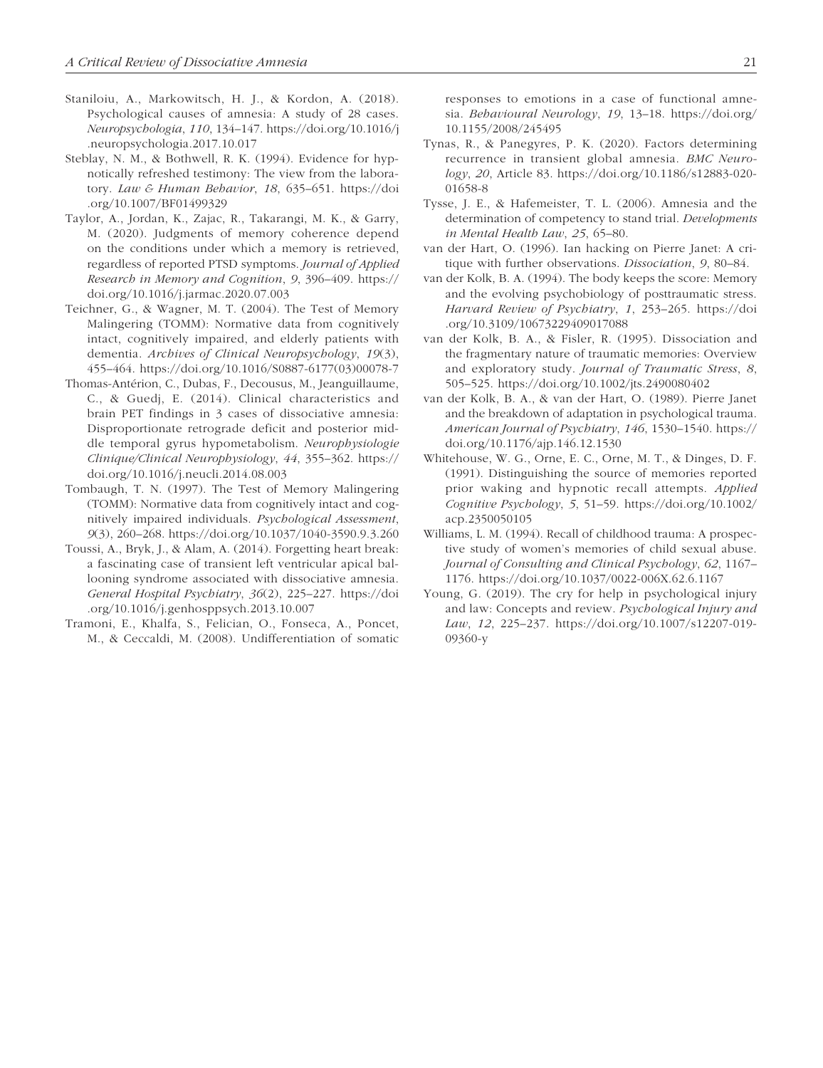Staniloiu, A., Markowitsch, H. J., & Kordon, A. (2018). Psychological causes of amnesia: A study of 28 cases. *Neuropsychologia*, *110*, 134–147. https://doi.org/10.1016/j.neuropsychologia.2017.10.017

Steblay, N. M., & Bothwell, R. K. (1994). Evidence for hypnotically refreshed testimony: The view from the laboratory. *Law & Human Behavior*, *18*, 635–651. https://doi.org/10.1007/BF01499329

Taylor, A., Jordan, K., Zajac, R., Takarangi, M. K., & Garry, M. (2020). Judgments of memory coherence depend on the conditions under which a memory is retrieved, regardless of reported PTSD symptoms. *Journal of Applied Research in Memory and Cognition*, *9*, 396–409. https://doi.org/10.1016/j.jarmac.2020.07.003

Teichner, G., & Wagner, M. T. (2004). The Test of Memory Malingering (TOMM): Normative data from cognitively intact, cognitively impaired, and elderly patients with dementia. *Archives of Clinical Neuropsychology*, *19*(3), 455–464. https://doi.org/10.1016/S0887-6177(03)00078-7

Thomas-Antérion, C., Dubas, F., Decousus, M., Jeanguillaume, C., & Guedj, E. (2014). Clinical characteristics and brain PET findings in 3 cases of dissociative amnesia: Disproportionate retrograde deficit and posterior middle temporal gyrus hypometabolism. *Neurophysiologie Clinique/Clinical Neurophysiology*, *44*, 355–362. https://doi.org/10.1016/j.neucli.2014.08.003

Tombaugh, T. N. (1997). The Test of Memory Malingering (TOMM): Normative data from cognitively intact and cognitively impaired individuals. *Psychological Assessment*, *9*(3), 260–268. https://doi.org/10.1037/1040-3590.9.3.260

Toussi, A., Bryk, J., & Alam, A. (2014). Forgetting heart break: a fascinating case of transient left ventricular apical ballooning syndrome associated with dissociative amnesia. *General Hospital Psychiatry*, *36*(2), 225–227. https://doi.org/10.1016/j.genhosppsych.2013.10.007

Tramoni, E., Khalfa, S., Felician, O., Fonseca, A., Poncet, M., & Ceccaldi, M. (2008). Undifferentiation of somatic responses to emotions in a case of functional amnesia. *Behavioural Neurology*, *19*, 13–18. https://doi.org/10.1155/2008/245495

Tynas, R., & Panegyres, P. K. (2020). Factors determining recurrence in transient global amnesia. *BMC Neurology*, *20*, Article 83. https://doi.org/10.1186/s12883-020-01658-8

Tysse, J. E., & Hafemeister, T. L. (2006). Amnesia and the determination of competency to stand trial. *Developments in Mental Health Law*, *25*, 65–80.

van der Hart, O. (1996). Ian hacking on Pierre Janet: A critique with further observations. *Dissociation*, *9*, 80–84.

van der Kolk, B. A. (1994). The body keeps the score: Memory and the evolving psychobiology of posttraumatic stress. *Harvard Review of Psychiatry*, *1*, 253–265. https://doi.org/10.3109/10673229409017088

van der Kolk, B. A., & Fisler, R. (1995). Dissociation and the fragmentary nature of traumatic memories: Overview and exploratory study. *Journal of Traumatic Stress*, *8*, 505–525. https://doi.org/10.1002/jts.2490080402

van der Kolk, B. A., & van der Hart, O. (1989). Pierre Janet and the breakdown of adaptation in psychological trauma. *American Journal of Psychiatry*, *146*, 1530–1540. https://doi.org/10.1176/ajp.146.12.1530

Whitehouse, W. G., Orne, E. C., Orne, M. T., & Dinges, D. F. (1991). Distinguishing the source of memories reported prior waking and hypnotic recall attempts. *Applied Cognitive Psychology*, *5*, 51–59. https://doi.org/10.1002/acp.2350050105

Williams, L. M. (1994). Recall of childhood trauma: A prospective study of women's memories of child sexual abuse. *Journal of Consulting and Clinical Psychology*, *62*, 1167–1176. https://doi.org/10.1037/0022-006X.62.6.1167

Young, G. (2019). The cry for help in psychological injury and law: Concepts and review. *Psychological Injury and Law*, *12*, 225–237. https://doi.org/10.1007/s12207-019-09360-y